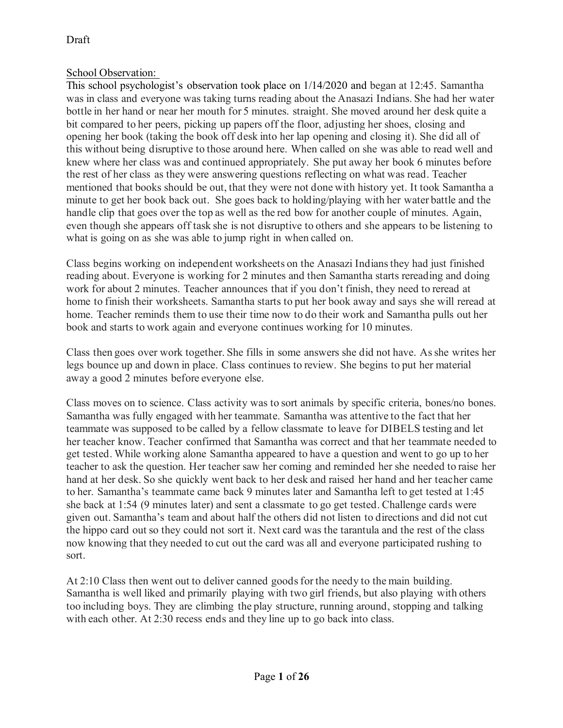Draft

School Observation:

This school psychologist's observation took place on 1/14/2020 and began at 12:45. Samantha was in class and everyone was taking turns reading about the Anasazi Indians. She had her water bottle in her hand or near her mouth for 5 minutes. straight. She moved around her desk quite a bit compared to her peers, picking up papers off the floor, adjusting her shoes, closing and opening her book (taking the book off desk into her lap opening and closing it). She did all of this without being disruptive to those around here. When called on she was able to read well and knew where her class was and continued appropriately. She put away her book 6 minutes before the rest of her class as they were answering questions reflecting on what was read. Teacher mentioned that books should be out, that they were not done with history yet. It took Samantha a minute to get her book back out. She goes back to holding/playing with her water battle and the handle clip that goes over the top as well as the red bow for another couple of minutes. Again, even though she appears off task she is not disruptive to others and she appears to be listening to what is going on as she was able to jump right in when called on.

Class begins working on independent worksheets on the Anasazi Indians they had just finished reading about. Everyone is working for 2 minutes and then Samantha starts rereading and doing work for about 2 minutes. Teacher announces that if you don't finish, they need to reread at home to finish their worksheets. Samantha starts to put her book away and says she will reread at home. Teacher reminds them to use their time now to do their work and Samantha pulls out her book and starts to work again and everyone continues working for 10 minutes.

Class then goes over work together. She fills in some answers she did not have. As she writes her legs bounce up and down in place. Class continues to review. She begins to put her material away a good 2 minutes before everyone else.

Class moves on to science. Class activity was to sort animals by specific criteria, bones/no bones. Samantha was fully engaged with her teammate. Samantha was attentive to the fact that her teammate was supposed to be called by a fellow classmate to leave for DIBELS testing and let her teacher know. Teacher confirmed that Samantha was correct and that her teammate needed to get tested. While working alone Samantha appeared to have a question and went to go up to her teacher to ask the question. Her teacher saw her coming and reminded her she needed to raise her hand at her desk. So she quickly went back to her desk and raised her hand and her teacher came to her. Samantha's teammate came back 9 minutes later and Samantha left to get tested at 1:45 she back at 1:54 (9 minutes later) and sent a classmate to go get tested. Challenge cards were given out. Samantha's team and about half the others did not listen to directions and did not cut the hippo card out so they could not sort it. Next card was the tarantula and the rest of the class now knowing that they needed to cut out the card was all and everyone participated rushing to sort.

At 2:10 Class then went out to deliver canned goods for the needy to the main building. Samantha is well liked and primarily playing with two girl friends, but also playing with others too including boys. They are climbing the play structure, running around, stopping and talking with each other. At 2:30 recess ends and they line up to go back into class.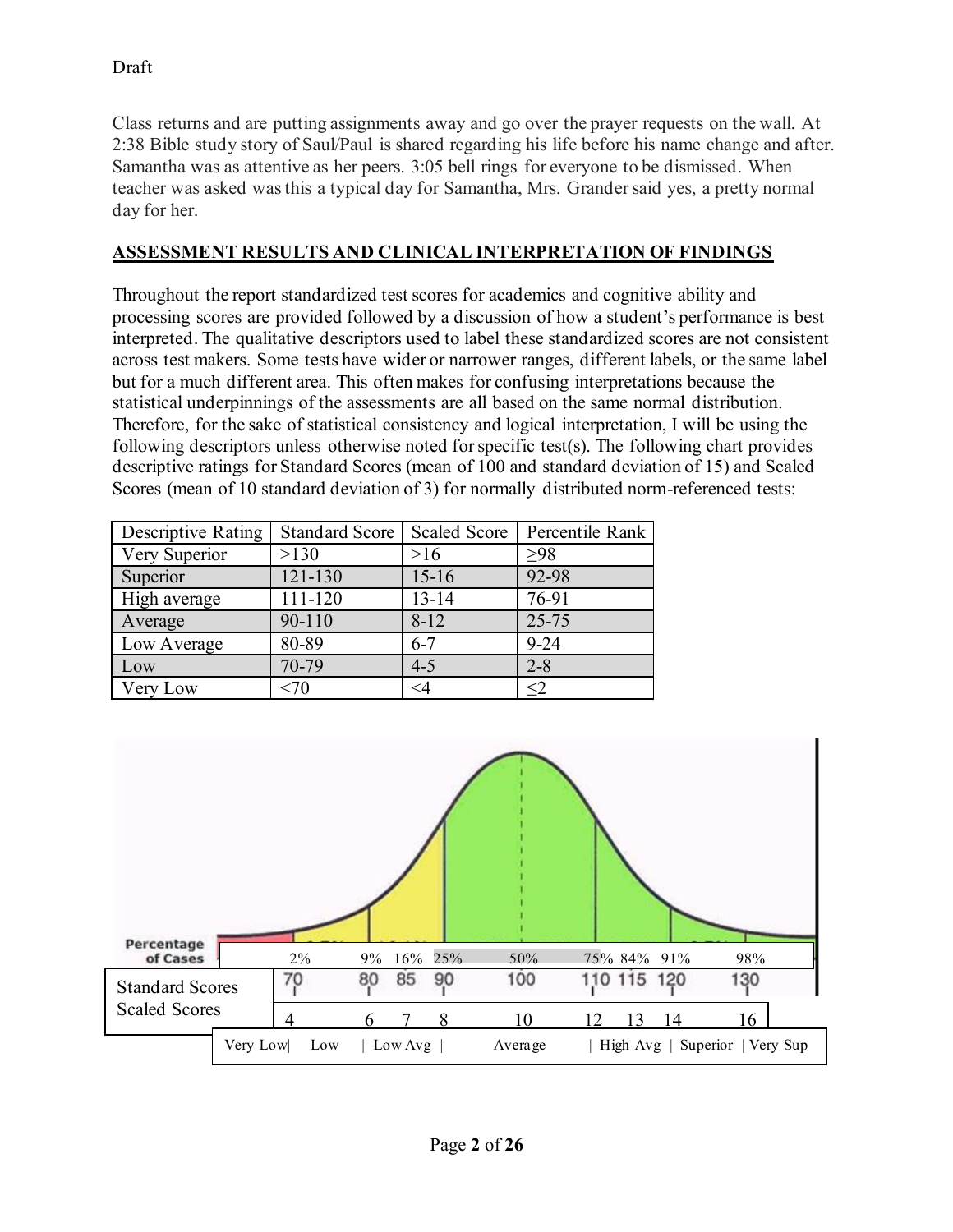Draft

Class returns and are putting assignments away and go over the prayer requests on the wall. At 2:38 Bible study story of Saul/Paul is shared regarding his life before his name change and after. Samantha was as attentive as her peers. 3:05 bell rings for everyone to be dismissed. When teacher was asked was this a typical day for Samantha, Mrs. Grander said yes, a pretty normal day for her.

## ASSESSMENT RESULTS AND CLINICAL INTERPRETATION OF FINDINGS

Throughout the report standardized test scores for academics and cognitive ability and processing scores are provided followed by a discussion of how a student's performance is best interpreted. The qualitative descriptors used to label these standardized scores are not consistent across test makers. Some tests have wider or narrower ranges, different labels, or the same label but for a much different area. This often makes for confusing interpretations because the statistical underpinnings of the assessments are all based on the same normal distribution. Therefore, for the sake of statistical consistency and logical interpretation, I will be using the following descriptors unless otherwise noted for specific test(s). The following chart provides descriptive ratings for Standard Scores (mean of 100 and standard deviation of 15) and Scaled Scores (mean of 10 standard deviation of 3) for normally distributed norm-referenced tests:

| Descriptive Rating | Standard Score | Scaled Score | Percentile Rank |
|---|---|---|---|
| Very Superior | >130 | >16 | ≥98 |
| Superior | 121-130 | 15-16 | 92-98 |
| High average | 111-120 | 13-14 | 76-91 |
| Average | 90-110 | 8-12 | 25-75 |
| Low Average | 80-89 | 6-7 | 9-24 |
| Low | 70-79 | 4-5 | 2-8 |
| Very Low | <70 | <4 | ≤2 |

| Percentage of Cases | 2% | 9% | 16% | 25% | 50% | 75% | 84% | 91% | 98% |
|---|---|---|---|---|---|---|---|---|---|
| Standard Scores | 70 | 80 | 85 | 90 | 100 | 110 | 115 | 120 | 130 |
| Scaled Scores | 4 | 6 | 7 | 8 | 10 | 12 | 13 | 14 | 16 |

Very Low | Low | Low Avg | Average | High Avg | Superior | Very Sup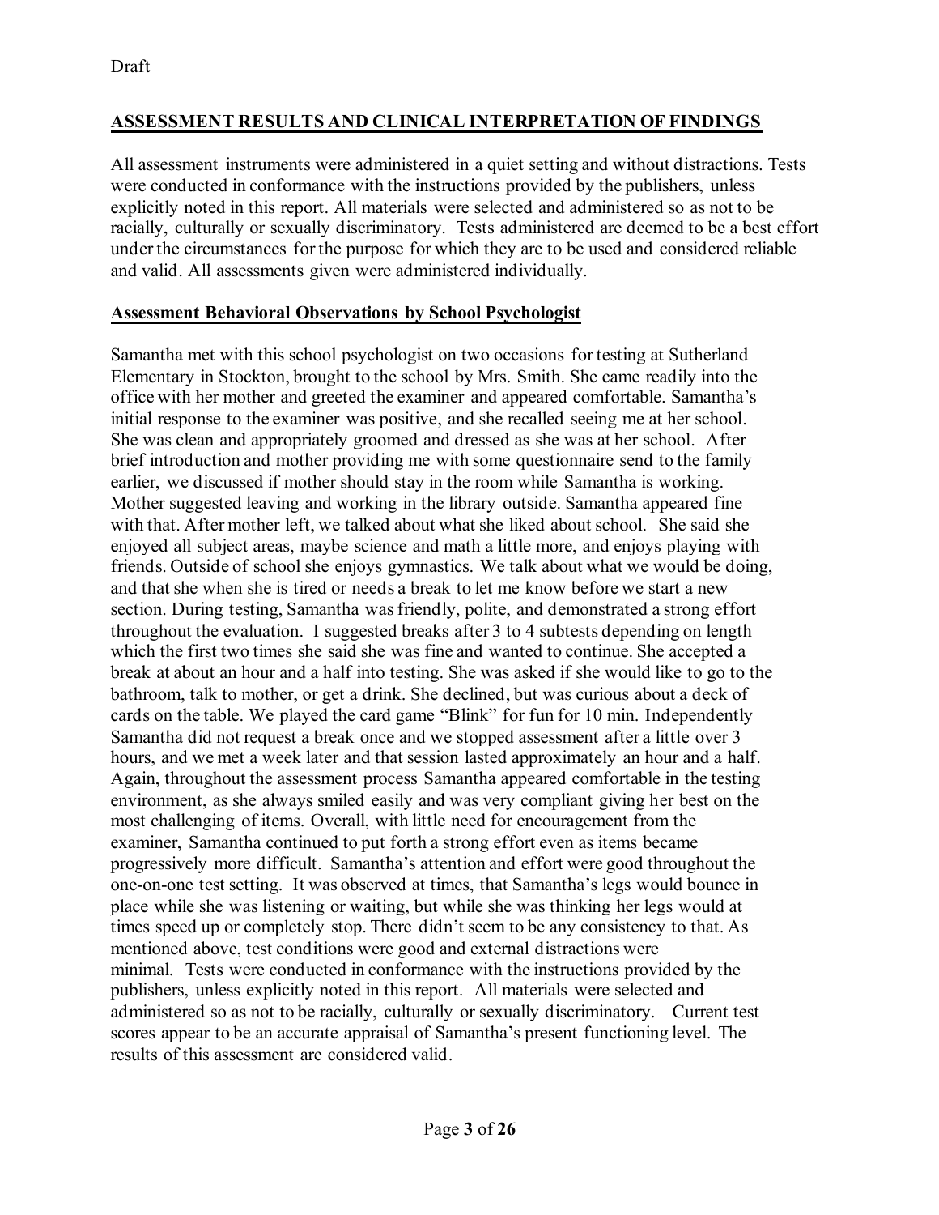Draft

## ASSESSMENT RESULTS AND CLINICAL INTERPRETATION OF FINDINGS

All assessment instruments were administered in a quiet setting and without distractions. Tests were conducted in conformance with the instructions provided by the publishers, unless explicitly noted in this report. All materials were selected and administered so as not to be racially, culturally or sexually discriminatory. Tests administered are deemed to be a best effort under the circumstances for the purpose for which they are to be used and considered reliable and valid. All assessments given were administered individually.

### Assessment Behavioral Observations by School Psychologist

Samantha met with this school psychologist on two occasions for testing at Sutherland Elementary in Stockton, brought to the school by Mrs. Smith. She came readily into the office with her mother and greeted the examiner and appeared comfortable. Samantha's initial response to the examiner was positive, and she recalled seeing me at her school. She was clean and appropriately groomed and dressed as she was at her school. After brief introduction and mother providing me with some questionnaire send to the family earlier, we discussed if mother should stay in the room while Samantha is working. Mother suggested leaving and working in the library outside. Samantha appeared fine with that. After mother left, we talked about what she liked about school. She said she enjoyed all subject areas, maybe science and math a little more, and enjoys playing with friends. Outside of school she enjoys gymnastics. We talk about what we would be doing, and that she when she is tired or needs a break to let me know before we start a new section. During testing, Samantha was friendly, polite, and demonstrated a strong effort throughout the evaluation. I suggested breaks after 3 to 4 subtests depending on length which the first two times she said she was fine and wanted to continue. She accepted a break at about an hour and a half into testing. She was asked if she would like to go to the bathroom, talk to mother, or get a drink. She declined, but was curious about a deck of cards on the table. We played the card game "Blink" for fun for 10 min. Independently Samantha did not request a break once and we stopped assessment after a little over 3 hours, and we met a week later and that session lasted approximately an hour and a half. Again, throughout the assessment process Samantha appeared comfortable in the testing environment, as she always smiled easily and was very compliant giving her best on the most challenging of items. Overall, with little need for encouragement from the examiner, Samantha continued to put forth a strong effort even as items became progressively more difficult. Samantha's attention and effort were good throughout the one-on-one test setting. It was observed at times, that Samantha's legs would bounce in place while she was listening or waiting, but while she was thinking her legs would at times speed up or completely stop. There didn't seem to be any consistency to that. As mentioned above, test conditions were good and external distractions were minimal. Tests were conducted in conformance with the instructions provided by the publishers, unless explicitly noted in this report. All materials were selected and administered so as not to be racially, culturally or sexually discriminatory. Current test scores appear to be an accurate appraisal of Samantha's present functioning level. The results of this assessment are considered valid.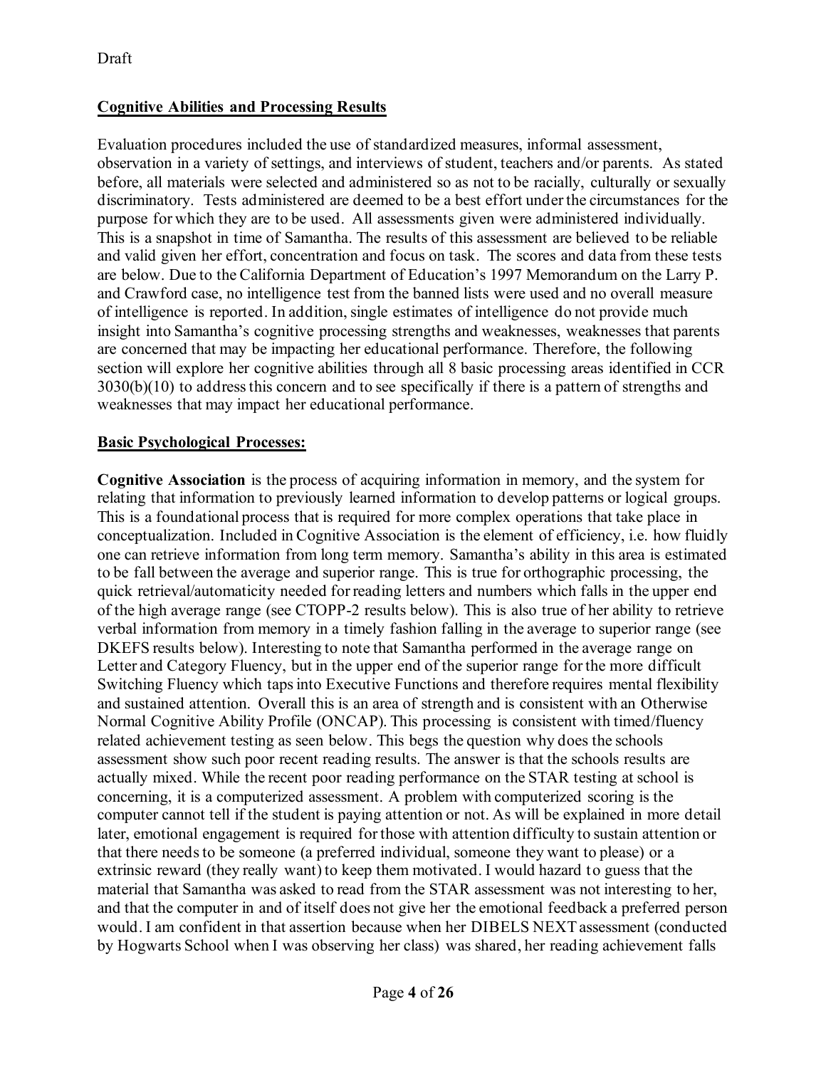Draft

**Cognitive Abilities and Processing Results**

Evaluation procedures included the use of standardized measures, informal assessment, observation in a variety of settings, and interviews of student, teachers and/or parents. As stated before, all materials were selected and administered so as not to be racially, culturally or sexually discriminatory. Tests administered are deemed to be a best effort under the circumstances for the purpose for which they are to be used. All assessments given were administered individually. This is a snapshot in time of Samantha. The results of this assessment are believed to be reliable and valid given her effort, concentration and focus on task. The scores and data from these tests are below. Due to the California Department of Education's 1997 Memorandum on the Larry P. and Crawford case, no intelligence test from the banned lists were used and no overall measure of intelligence is reported. In addition, single estimates of intelligence do not provide much insight into Samantha's cognitive processing strengths and weaknesses, weaknesses that parents are concerned that may be impacting her educational performance. Therefore, the following section will explore her cognitive abilities through all 8 basic processing areas identified in CCR 3030(b)(10) to address this concern and to see specifically if there is a pattern of strengths and weaknesses that may impact her educational performance.

**Basic Psychological Processes:**

**Cognitive Association** is the process of acquiring information in memory, and the system for relating that information to previously learned information to develop patterns or logical groups. This is a foundational process that is required for more complex operations that take place in conceptualization. Included in Cognitive Association is the element of efficiency, i.e. how fluidly one can retrieve information from long term memory. Samantha's ability in this area is estimated to be fall between the average and superior range. This is true for orthographic processing, the quick retrieval/automaticity needed for reading letters and numbers which falls in the upper end of the high average range (see CTOPP-2 results below). This is also true of her ability to retrieve verbal information from memory in a timely fashion falling in the average to superior range (see DKEFS results below). Interesting to note that Samantha performed in the average range on Letter and Category Fluency, but in the upper end of the superior range for the more difficult Switching Fluency which taps into Executive Functions and therefore requires mental flexibility and sustained attention. Overall this is an area of strength and is consistent with an Otherwise Normal Cognitive Ability Profile (ONCAP). This processing is consistent with timed/fluency related achievement testing as seen below. This begs the question why does the schools assessment show such poor recent reading results. The answer is that the schools results are actually mixed. While the recent poor reading performance on the STAR testing at school is concerning, it is a computerized assessment. A problem with computerized scoring is the computer cannot tell if the student is paying attention or not. As will be explained in more detail later, emotional engagement is required for those with attention difficulty to sustain attention or that there needs to be someone (a preferred individual, someone they want to please) or a extrinsic reward (they really want) to keep them motivated. I would hazard to guess that the material that Samantha was asked to read from the STAR assessment was not interesting to her, and that the computer in and of itself does not give her the emotional feedback a preferred person would. I am confident in that assertion because when her DIBELS NEXT assessment (conducted by Hogwarts School when I was observing her class) was shared, her reading achievement falls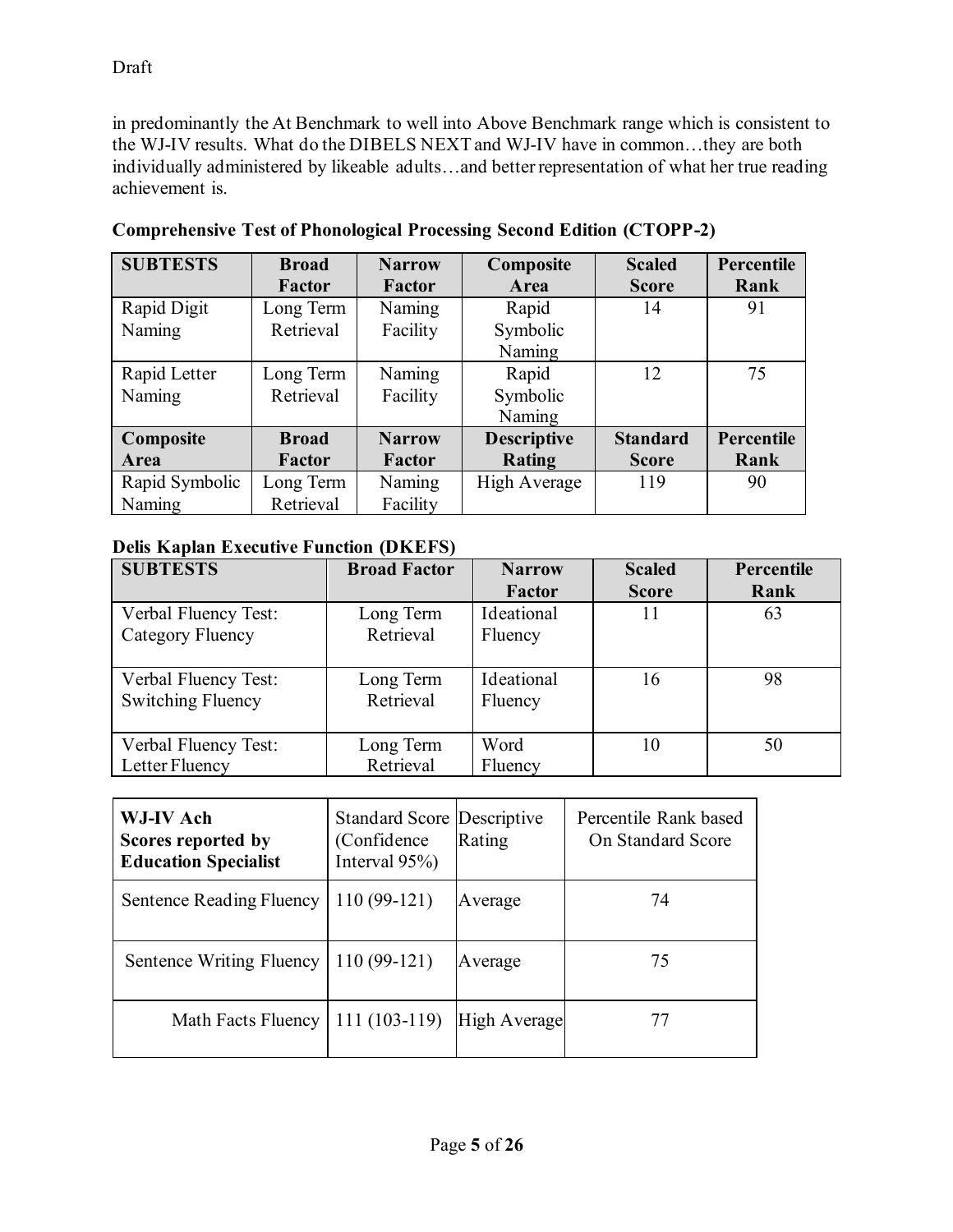Draft

in predominantly the At Benchmark to well into Above Benchmark range which is consistent to the WJ-IV results. What do the DIBELS NEXT and WJ-IV have in common…they are both individually administered by likeable adults…and better representation of what her true reading achievement is.

**Comprehensive Test of Phonological Processing Second Edition (CTOPP-2)**

| SUBTESTS | Broad Factor | Narrow Factor | Composite Area | Scaled Score | Percentile Rank |
|---|---|---|---|---|---|
| Rapid Digit Naming | Long Term Retrieval | Naming Facility | Rapid Symbolic Naming | 14 | 91 |
| Rapid Letter Naming | Long Term Retrieval | Naming Facility | Rapid Symbolic Naming | 12 | 75 |
| **Composite Area** | **Broad Factor** | **Narrow Factor** | **Descriptive Rating** | **Standard Score** | **Percentile Rank** |
| Rapid Symbolic Naming | Long Term Retrieval | Naming Facility | High Average | 119 | 90 |

**Delis Kaplan Executive Function (DKEFS)**

| SUBTESTS | Broad Factor | Narrow Factor | Scaled Score | Percentile Rank |
|---|---|---|---|---|
| Verbal Fluency Test: Category Fluency | Long Term Retrieval | Ideational Fluency | 11 | 63 |
| Verbal Fluency Test: Switching Fluency | Long Term Retrieval | Ideational Fluency | 16 | 98 |
| Verbal Fluency Test: Letter Fluency | Long Term Retrieval | Word Fluency | 10 | 50 |

| **WJ-IV Ach Scores reported by Education Specialist** | Standard Score (Confidence Interval 95%) | Descriptive Rating | Percentile Rank based On Standard Score |
|---|---|---|---|
| Sentence Reading Fluency | 110 (99-121) | Average | 74 |
| Sentence Writing Fluency | 110 (99-121) | Average | 75 |
| Math Facts Fluency | 111 (103-119) | High Average | 77 |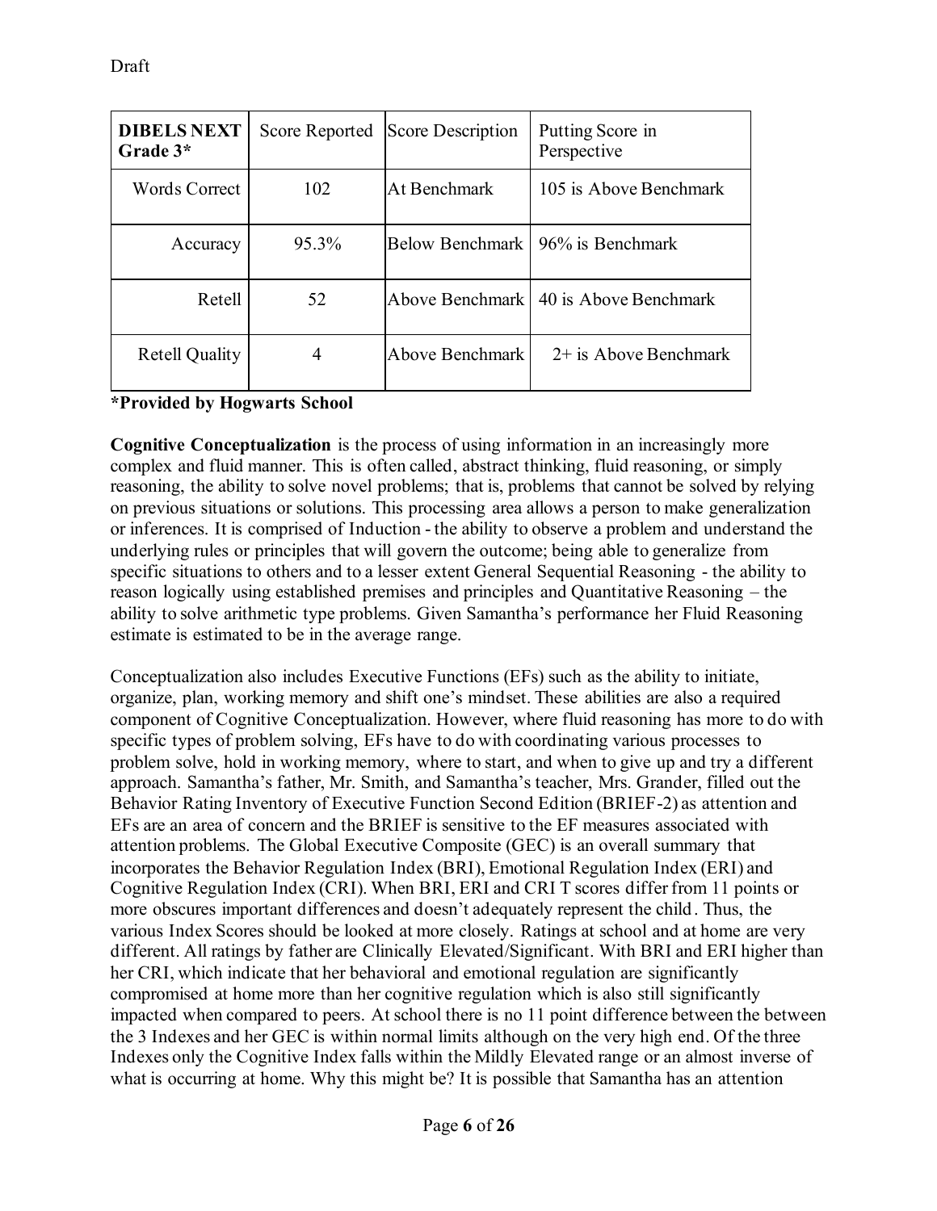Draft

| **DIBELS NEXT Grade 3*** | Score Reported | Score Description | Putting Score in Perspective |
|---|---|---|---|
| Words Correct | 102 | At Benchmark | 105 is Above Benchmark |
| Accuracy | 95.3% | Below Benchmark | 96% is Benchmark |
| Retell | 52 | Above Benchmark | 40 is Above Benchmark |
| Retell Quality | 4 | Above Benchmark | 2+ is Above Benchmark |

**\*Provided by Hogwarts School**

**Cognitive Conceptualization** is the process of using information in an increasingly more complex and fluid manner. This is often called, abstract thinking, fluid reasoning, or simply reasoning, the ability to solve novel problems; that is, problems that cannot be solved by relying on previous situations or solutions. This processing area allows a person to make generalization or inferences. It is comprised of Induction - the ability to observe a problem and understand the underlying rules or principles that will govern the outcome; being able to generalize from specific situations to others and to a lesser extent General Sequential Reasoning - the ability to reason logically using established premises and principles and Quantitative Reasoning – the ability to solve arithmetic type problems. Given Samantha's performance her Fluid Reasoning estimate is estimated to be in the average range.

Conceptualization also includes Executive Functions (EFs) such as the ability to initiate, organize, plan, working memory and shift one's mindset. These abilities are also a required component of Cognitive Conceptualization. However, where fluid reasoning has more to do with specific types of problem solving, EFs have to do with coordinating various processes to problem solve, hold in working memory, where to start, and when to give up and try a different approach. Samantha's father, Mr. Smith, and Samantha's teacher, Mrs. Grander, filled out the Behavior Rating Inventory of Executive Function Second Edition (BRIEF-2) as attention and EFs are an area of concern and the BRIEF is sensitive to the EF measures associated with attention problems. The Global Executive Composite (GEC) is an overall summary that incorporates the Behavior Regulation Index (BRI), Emotional Regulation Index (ERI) and Cognitive Regulation Index (CRI). When BRI, ERI and CRI T scores differ from 11 points or more obscures important differences and doesn't adequately represent the child. Thus, the various Index Scores should be looked at more closely. Ratings at school and at home are very different. All ratings by father are Clinically Elevated/Significant. With BRI and ERI higher than her CRI, which indicate that her behavioral and emotional regulation are significantly compromised at home more than her cognitive regulation which is also still significantly impacted when compared to peers. At school there is no 11 point difference between the between the 3 Indexes and her GEC is within normal limits although on the very high end. Of the three Indexes only the Cognitive Index falls within the Mildly Elevated range or an almost inverse of what is occurring at home. Why this might be? It is possible that Samantha has an attention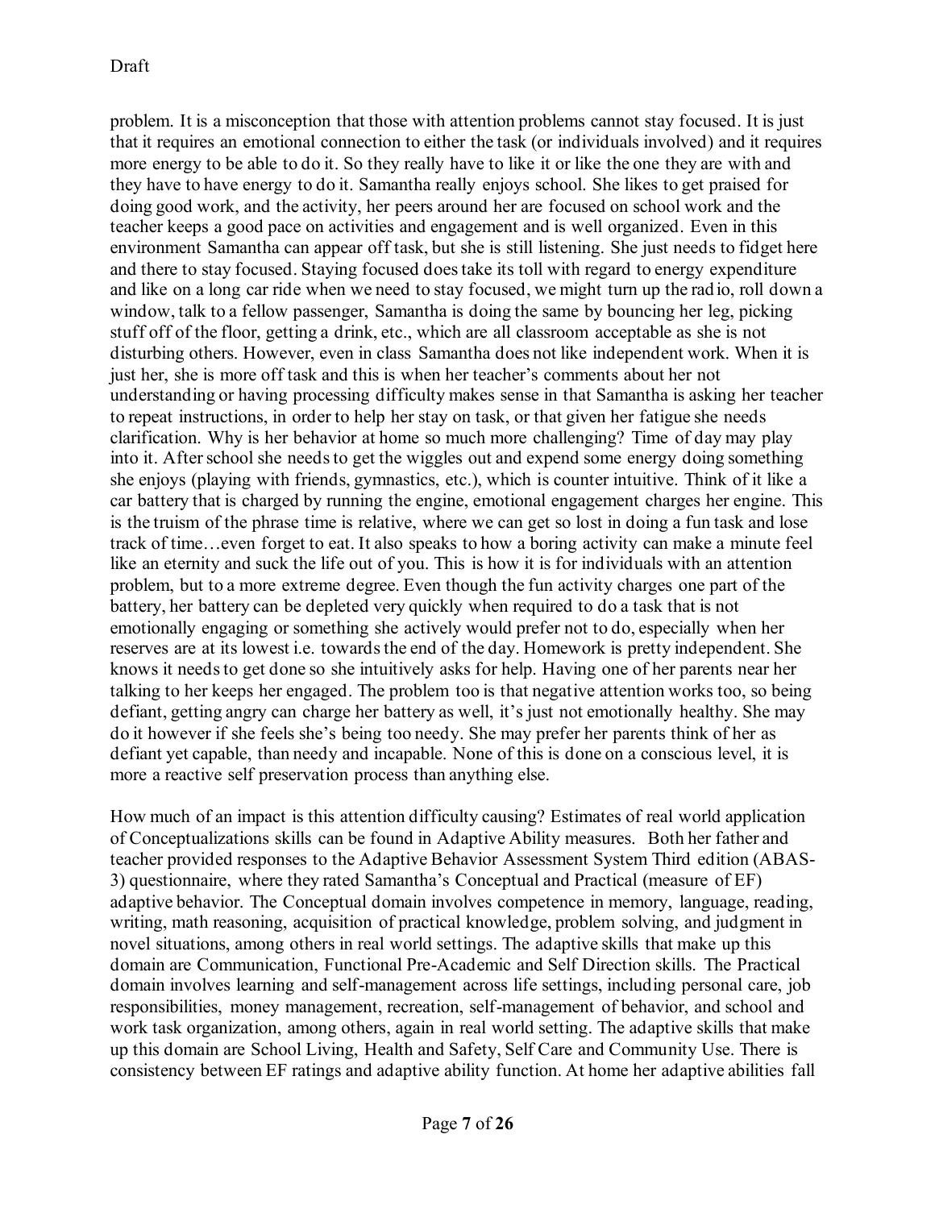problem. It is a misconception that those with attention problems cannot stay focused. It is just that it requires an emotional connection to either the task (or individuals involved) and it requires more energy to be able to do it. So they really have to like it or like the one they are with and they have to have energy to do it. Samantha really enjoys school. She likes to get praised for doing good work, and the activity, her peers around her are focused on school work and the teacher keeps a good pace on activities and engagement and is well organized. Even in this environment Samantha can appear off task, but she is still listening. She just needs to fidget here and there to stay focused. Staying focused does take its toll with regard to energy expenditure and like on a long car ride when we need to stay focused, we might turn up the radio, roll down a window, talk to a fellow passenger, Samantha is doing the same by bouncing her leg, picking stuff off of the floor, getting a drink, etc., which are all classroom acceptable as she is not disturbing others. However, even in class Samantha does not like independent work. When it is just her, she is more off task and this is when her teacher's comments about her not understanding or having processing difficulty makes sense in that Samantha is asking her teacher to repeat instructions, in order to help her stay on task, or that given her fatigue she needs clarification. Why is her behavior at home so much more challenging? Time of day may play into it. After school she needs to get the wiggles out and expend some energy doing something she enjoys (playing with friends, gymnastics, etc.), which is counter intuitive. Think of it like a car battery that is charged by running the engine, emotional engagement charges her engine. This is the truism of the phrase time is relative, where we can get so lost in doing a fun task and lose track of time…even forget to eat. It also speaks to how a boring activity can make a minute feel like an eternity and suck the life out of you. This is how it is for individuals with an attention problem, but to a more extreme degree. Even though the fun activity charges one part of the battery, her battery can be depleted very quickly when required to do a task that is not emotionally engaging or something she actively would prefer not to do, especially when her reserves are at its lowest i.e. towards the end of the day. Homework is pretty independent. She knows it needs to get done so she intuitively asks for help. Having one of her parents near her talking to her keeps her engaged. The problem too is that negative attention works too, so being defiant, getting angry can charge her battery as well, it's just not emotionally healthy. She may do it however if she feels she's being too needy. She may prefer her parents think of her as defiant yet capable, than needy and incapable. None of this is done on a conscious level, it is more a reactive self preservation process than anything else.

How much of an impact is this attention difficulty causing? Estimates of real world application of Conceptualizations skills can be found in Adaptive Ability measures. Both her father and teacher provided responses to the Adaptive Behavior Assessment System Third edition (ABAS-3) questionnaire, where they rated Samantha's Conceptual and Practical (measure of EF) adaptive behavior. The Conceptual domain involves competence in memory, language, reading, writing, math reasoning, acquisition of practical knowledge, problem solving, and judgment in novel situations, among others in real world settings. The adaptive skills that make up this domain are Communication, Functional Pre-Academic and Self Direction skills. The Practical domain involves learning and self-management across life settings, including personal care, job responsibilities, money management, recreation, self-management of behavior, and school and work task organization, among others, again in real world setting. The adaptive skills that make up this domain are School Living, Health and Safety, Self Care and Community Use. There is consistency between EF ratings and adaptive ability function. At home her adaptive abilities fall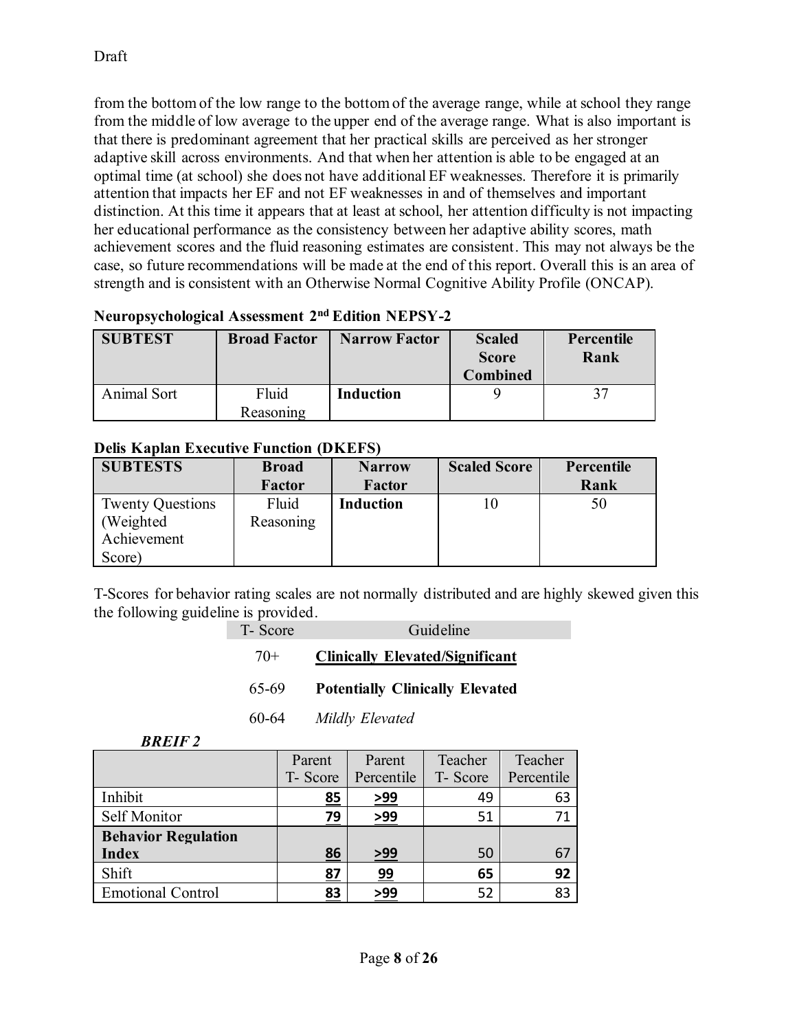Draft

from the bottom of the low range to the bottom of the average range, while at school they range from the middle of low average to the upper end of the average range. What is also important is that there is predominant agreement that her practical skills are perceived as her stronger adaptive skill across environments. And that when her attention is able to be engaged at an optimal time (at school) she does not have additional EF weaknesses. Therefore it is primarily attention that impacts her EF and not EF weaknesses in and of themselves and important distinction. At this time it appears that at least at school, her attention difficulty is not impacting her educational performance as the consistency between her adaptive ability scores, math achievement scores and the fluid reasoning estimates are consistent. This may not always be the case, so future recommendations will be made at the end of this report. Overall this is an area of strength and is consistent with an Otherwise Normal Cognitive Ability Profile (ONCAP).

**Neuropsychological Assessment 2nd Edition NEPSY-2**

| SUBTEST | Broad Factor | Narrow Factor | Scaled Score Combined | Percentile Rank |
|---|---|---|---|---|
| Animal Sort | Fluid Reasoning | **Induction** | 9 | 37 |

**Delis Kaplan Executive Function (DKEFS)**

| SUBTESTS | Broad Factor | Narrow Factor | Scaled Score | Percentile Rank |
|---|---|---|---|---|
| Twenty Questions (Weighted Achievement Score) | Fluid Reasoning | **Induction** | 10 | 50 |

T-Scores for behavior rating scales are not normally distributed and are highly skewed given this the following guideline is provided.

| T- Score | Guideline |
|---|---|
| 70+ | **<u>Clinically Elevated/Significant</u>** |
| 65-69 | **Potentially Clinically Elevated** |
| 60-64 | *Mildly Elevated* |

***BREIF 2***

| | Parent T- Score | Parent Percentile | Teacher T- Score | Teacher Percentile |
|---|---|---|---|---|
| Inhibit | **<u>85</u>** | **<u>>99</u>** | 49 | 63 |
| Self Monitor | **<u>79</u>** | **<u>>99</u>** | 51 | 71 |
| **Behavior Regulation Index** | **<u>86</u>** | **<u>>99</u>** | 50 | 67 |
| Shift | **<u>87</u>** | **<u>99</u>** | **65** | **92** |
| Emotional Control | **<u>83</u>** | **<u>>99</u>** | 52 | 83 |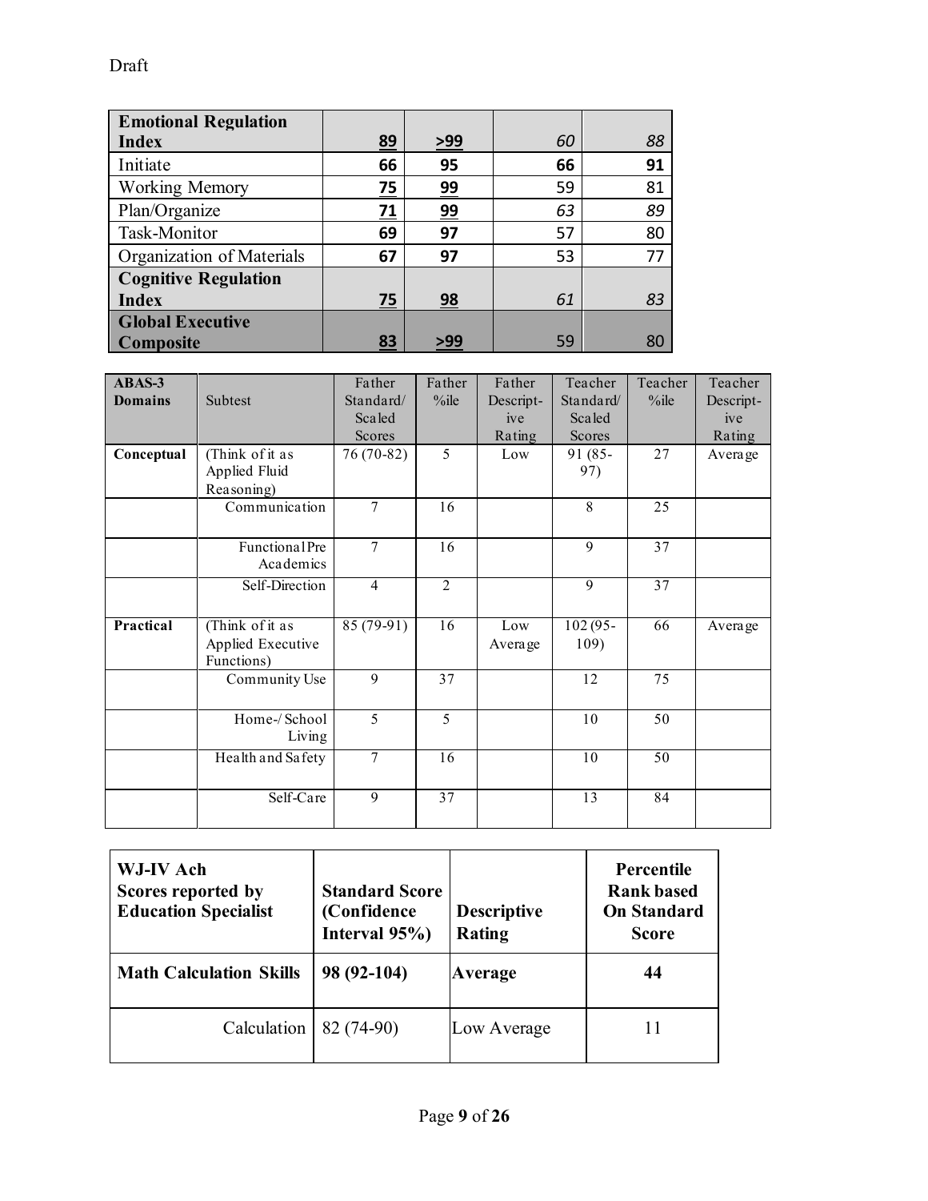Draft

| | | | | |
|---|---|---|---|---|
| **Emotional Regulation Index** | <u>**89**</u> | <u>**>99**</u> | *60* | *88* |
| Initiate | **66** | **95** | **66** | **91** |
| Working Memory | <u>**75**</u> | <u>**99**</u> | 59 | 81 |
| Plan/Organize | <u>**71**</u> | <u>**99**</u> | *63* | *89* |
| Task-Monitor | **69** | **97** | 57 | 80 |
| Organization of Materials | **67** | **97** | 53 | 77 |
| **Cognitive Regulation Index** | <u>**75**</u> | <u>**98**</u> | *61* | *83* |
| **Global Executive Composite** | <u>**83**</u> | <u>**>99**</u> | 59 | 80 |

| **ABAS-3 Domains** | Subtest | Father Standard/ Scaled Scores | Father %ile | Father Descriptive Rating | Teacher Standard/ Scaled Scores | Teacher %ile | Teacher Descriptive Rating |
|---|---|---|---|---|---|---|---|
| **Conceptual** | (Think of it as Applied Fluid Reasoning) | 76 (70-82) | 5 | Low | 91 (85-97) | 27 | Average |
| | Communication | 7 | 16 | | 8 | 25 | |
| | Functional Pre Academics | 7 | 16 | | 9 | 37 | |
| | Self-Direction | 4 | 2 | | 9 | 37 | |
| **Practical** | (Think of it as Applied Executive Functions) | 85 (79-91) | 16 | Low Average | 102 (95-109) | 66 | Average |
| | Community Use | 9 | 37 | | 12 | 75 | |
| | Home-/ School Living | 5 | 5 | | 10 | 50 | |
| | Health and Safety | 7 | 16 | | 10 | 50 | |
| | Self-Care | 9 | 37 | | 13 | 84 | |

| **WJ-IV Ach Scores reported by Education Specialist** | **Standard Score (Confidence Interval 95%)** | **Descriptive Rating** | **Percentile Rank based On Standard Score** |
|---|---|---|---|
| **Math Calculation Skills** | **98 (92-104)** | **Average** | **44** |
| Calculation | 82 (74-90) | Low Average | 11 |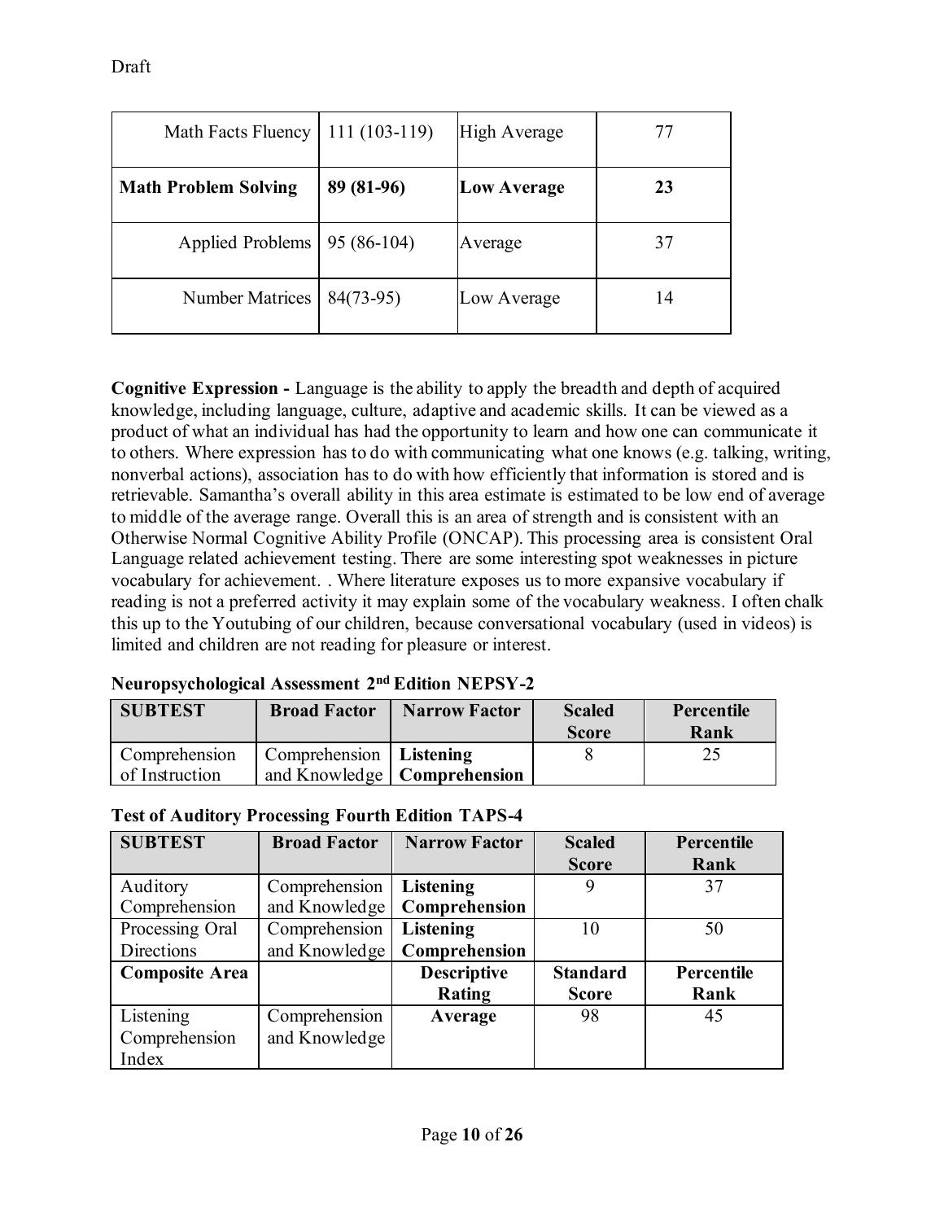Draft

| Math Facts Fluency | 111 (103-119) | High Average | 77 |
|---|---|---|---|
| **Math Problem Solving** | **89 (81-96)** | **Low Average** | **23** |
| Applied Problems | 95 (86-104) | Average | 37 |
| Number Matrices | 84(73-95) | Low Average | 14 |

**Cognitive Expression -** Language is the ability to apply the breadth and depth of acquired knowledge, including language, culture, adaptive and academic skills. It can be viewed as a product of what an individual has had the opportunity to learn and how one can communicate it to others. Where expression has to do with communicating what one knows (e.g. talking, writing, nonverbal actions), association has to do with how efficiently that information is stored and is retrievable. Samantha's overall ability in this area estimate is estimated to be low end of average to middle of the average range. Overall this is an area of strength and is consistent with an Otherwise Normal Cognitive Ability Profile (ONCAP). This processing area is consistent Oral Language related achievement testing. There are some interesting spot weaknesses in picture vocabulary for achievement. . Where literature exposes us to more expansive vocabulary if reading is not a preferred activity it may explain some of the vocabulary weakness. I often chalk this up to the Youtubing of our children, because conversational vocabulary (used in videos) is limited and children are not reading for pleasure or interest.

**Neuropsychological Assessment 2nd Edition NEPSY-2**

| SUBTEST | Broad Factor | Narrow Factor | Scaled Score | Percentile Rank |
|---|---|---|---|---|
| Comprehension of Instruction | Comprehension and Knowledge | **Listening Comprehension** | 8 | 25 |

**Test of Auditory Processing Fourth Edition TAPS-4**

| SUBTEST | Broad Factor | Narrow Factor | Scaled Score | Percentile Rank |
|---|---|---|---|---|
| Auditory Comprehension | Comprehension and Knowledge | **Listening Comprehension** | 9 | 37 |
| Processing Oral Directions | Comprehension and Knowledge | **Listening Comprehension** | 10 | 50 |
| **Composite Area** | | **Descriptive Rating** | **Standard Score** | **Percentile Rank** |
| Listening Comprehension Index | Comprehension and Knowledge | **Average** | 98 | 45 |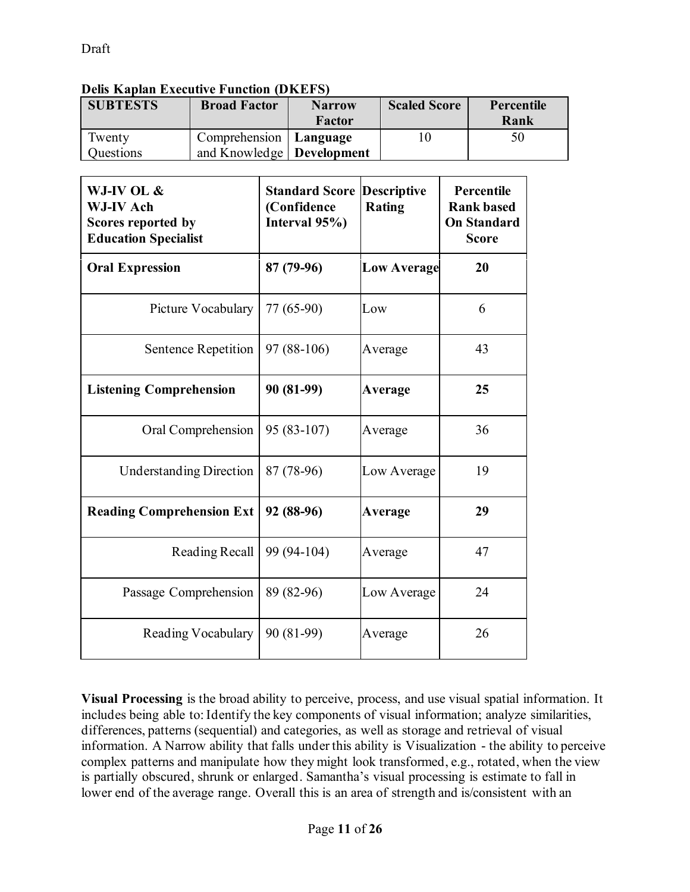Draft

**Delis Kaplan Executive Function (DKEFS)**

| SUBTESTS | Broad Factor | Narrow Factor | Scaled Score | Percentile Rank |
|---|---|---|---|---|
| Twenty Questions | Comprehension and Knowledge | **Language Development** | 10 | 50 |

| WJ-IV OL & WJ-IV Ach Scores reported by Education Specialist | Standard Score (Confidence Interval 95%) | Descriptive Rating | Percentile Rank based On Standard Score |
|---|---|---|---|
| **Oral Expression** | **87 (79-96)** | **Low Average** | **20** |
| Picture Vocabulary | 77 (65-90) | Low | 6 |
| Sentence Repetition | 97 (88-106) | Average | 43 |
| **Listening Comprehension** | **90 (81-99)** | **Average** | **25** |
| Oral Comprehension | 95 (83-107) | Average | 36 |
| Understanding Direction | 87 (78-96) | Low Average | 19 |
| **Reading Comprehension Ext** | **92 (88-96)** | **Average** | **29** |
| Reading Recall | 99 (94-104) | Average | 47 |
| Passage Comprehension | 89 (82-96) | Low Average | 24 |
| Reading Vocabulary | 90 (81-99) | Average | 26 |

**Visual Processing** is the broad ability to perceive, process, and use visual spatial information. It includes being able to: Identify the key components of visual information; analyze similarities, differences, patterns (sequential) and categories, as well as storage and retrieval of visual information. A Narrow ability that falls under this ability is Visualization - the ability to perceive complex patterns and manipulate how they might look transformed, e.g., rotated, when the view is partially obscured, shrunk or enlarged. Samantha's visual processing is estimate to fall in lower end of the average range. Overall this is an area of strength and is/consistent with an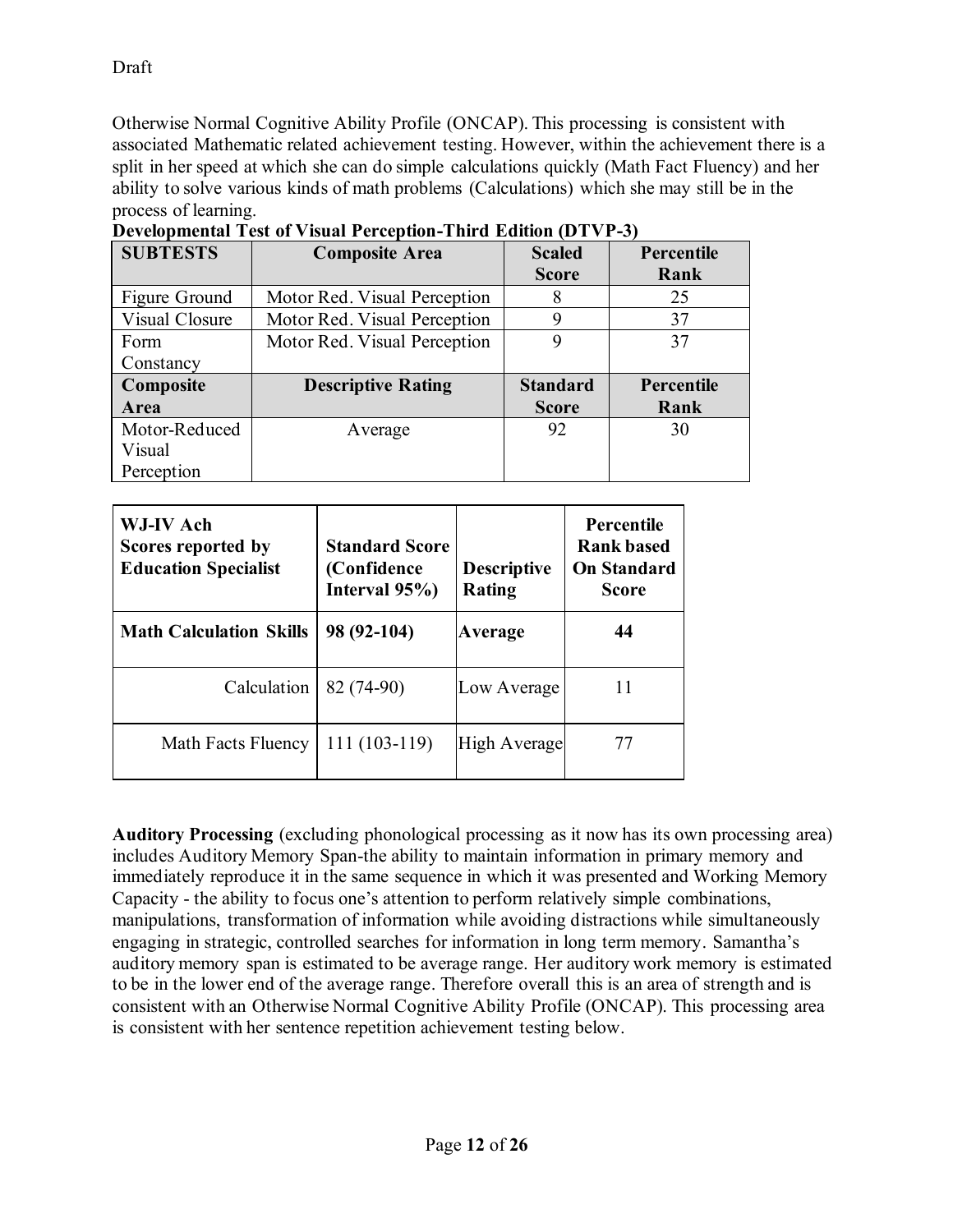Draft

Otherwise Normal Cognitive Ability Profile (ONCAP). This processing is consistent with associated Mathematic related achievement testing. However, within the achievement there is a split in her speed at which she can do simple calculations quickly (Math Fact Fluency) and her ability to solve various kinds of math problems (Calculations) which she may still be in the process of learning.

**Developmental Test of Visual Perception-Third Edition (DTVP-3)**

| SUBTESTS | Composite Area | Scaled Score | Percentile Rank |
|---|---|---|---|
| Figure Ground | Motor Red. Visual Perception | 8 | 25 |
| Visual Closure | Motor Red. Visual Perception | 9 | 37 |
| Form Constancy | Motor Red. Visual Perception | 9 | 37 |
| **Composite Area** | **Descriptive Rating** | **Standard Score** | **Percentile Rank** |
| Motor-Reduced Visual Perception | Average | 92 | 30 |

| WJ-IV Ach Scores reported by Education Specialist | Standard Score (Confidence Interval 95%) | Descriptive Rating | Percentile Rank based On Standard Score |
|---|---|---|---|
| **Math Calculation Skills** | **98 (92-104)** | **Average** | **44** |
| Calculation | 82 (74-90) | Low Average | 11 |
| Math Facts Fluency | 111 (103-119) | High Average | 77 |

**Auditory Processing** (excluding phonological processing as it now has its own processing area) includes Auditory Memory Span-the ability to maintain information in primary memory and immediately reproduce it in the same sequence in which it was presented and Working Memory Capacity - the ability to focus one's attention to perform relatively simple combinations, manipulations, transformation of information while avoiding distractions while simultaneously engaging in strategic, controlled searches for information in long term memory. Samantha's auditory memory span is estimated to be average range. Her auditory work memory is estimated to be in the lower end of the average range. Therefore overall this is an area of strength and is consistent with an Otherwise Normal Cognitive Ability Profile (ONCAP). This processing area is consistent with her sentence repetition achievement testing below.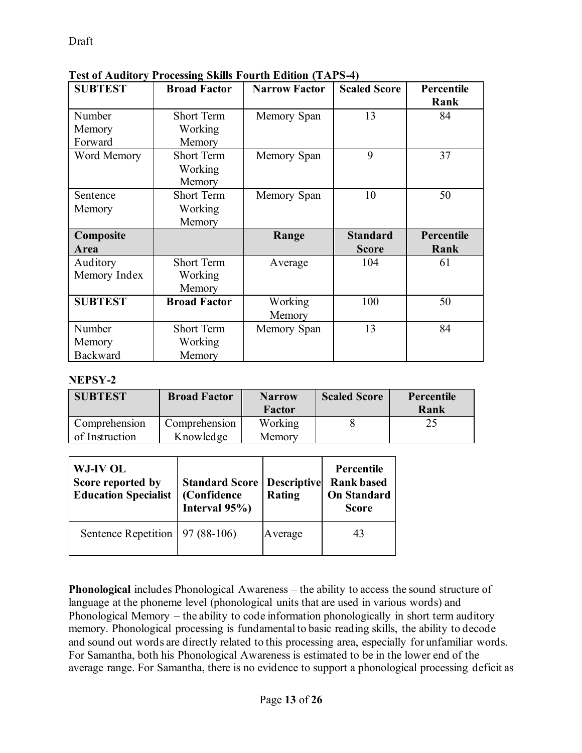Draft

**Test of Auditory Processing Skills Fourth Edition (TAPS-4)**

| SUBTEST | Broad Factor | Narrow Factor | Scaled Score | Percentile Rank |
|---|---|---|---|---|
| Number Memory Forward | Short Term Working Memory | Memory Span | 13 | 84 |
| Word Memory | Short Term Working Memory | Memory Span | 9 | 37 |
| Sentence Memory | Short Term Working Memory | Memory Span | 10 | 50 |
| **Composite Area** | | **Range** | **Standard Score** | **Percentile Rank** |
| Auditory Memory Index | Short Term Working Memory | Average | 104 | 61 |
| **SUBTEST** | **Broad Factor** | Working Memory | 100 | 50 |
| Number Memory Backward | Short Term Working Memory | Memory Span | 13 | 84 |

**NEPSY-2**

| SUBTEST | Broad Factor | Narrow Factor | Scaled Score | Percentile Rank |
|---|---|---|---|---|
| Comprehension of Instruction | Comprehension Knowledge | Working Memory | 8 | 25 |

| WJ-IV OL Score reported by Education Specialist | Standard Score (Confidence Interval 95%) | Descriptive Rating | Percentile Rank based On Standard Score |
|---|---|---|---|
| Sentence Repetition | 97 (88-106) | Average | 43 |

**Phonological** includes Phonological Awareness – the ability to access the sound structure of language at the phoneme level (phonological units that are used in various words) and Phonological Memory – the ability to code information phonologically in short term auditory memory. Phonological processing is fundamental to basic reading skills, the ability to decode and sound out words are directly related to this processing area, especially for unfamiliar words. For Samantha, both his Phonological Awareness is estimated to be in the lower end of the average range. For Samantha, there is no evidence to support a phonological processing deficit as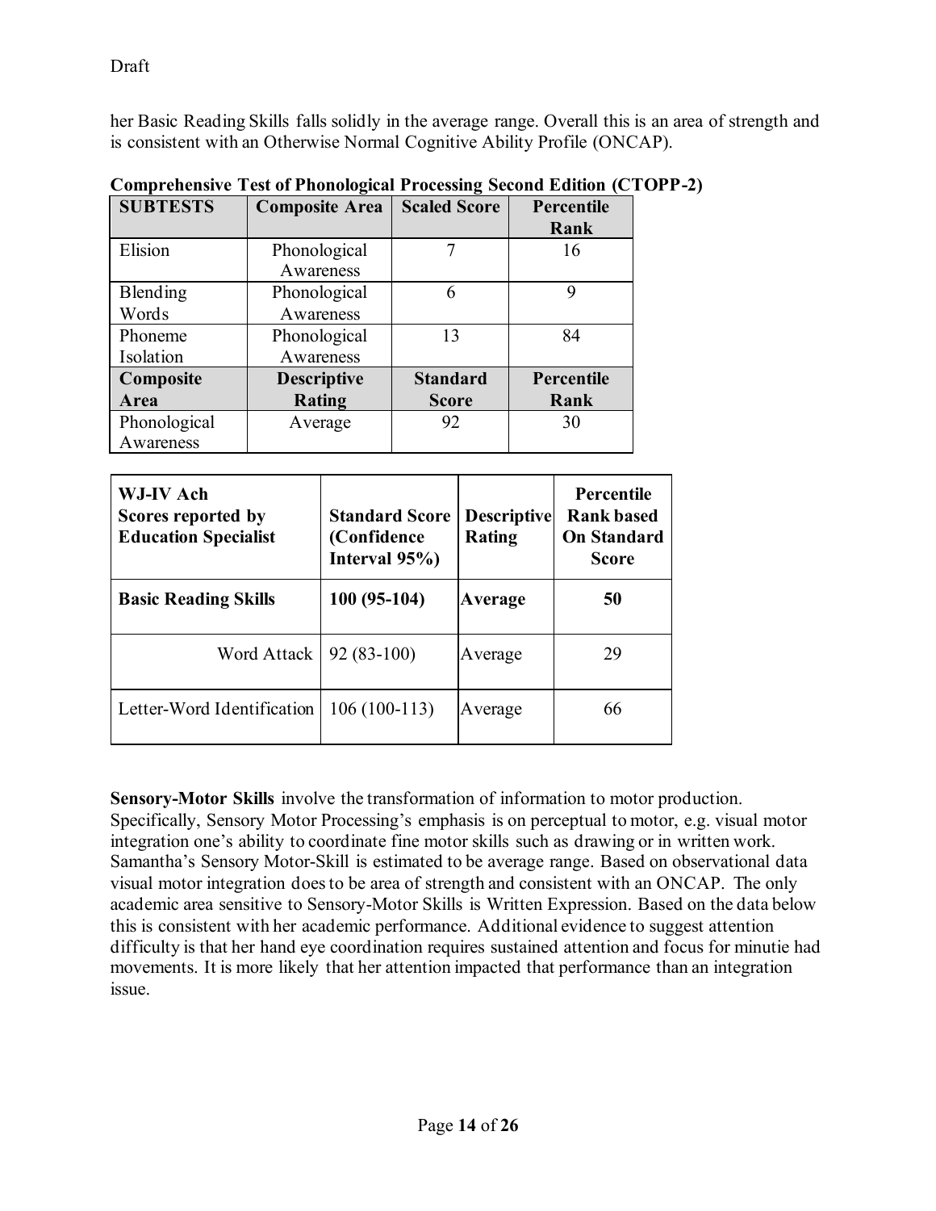her Basic Reading Skills falls solidly in the average range. Overall this is an area of strength and is consistent with an Otherwise Normal Cognitive Ability Profile (ONCAP).

**Comprehensive Test of Phonological Processing Second Edition (CTOPP-2)**

| SUBTESTS | Composite Area | Scaled Score | Percentile Rank |
|---|---|---|---|
| Elision | Phonological Awareness | 7 | 16 |
| Blending Words | Phonological Awareness | 6 | 9 |
| Phoneme Isolation | Phonological Awareness | 13 | 84 |
| **Composite Area** | **Descriptive Rating** | **Standard Score** | **Percentile Rank** |
| Phonological Awareness | Average | 92 | 30 |

| WJ-IV Ach Scores reported by Education Specialist | Standard Score (Confidence Interval 95%) | Descriptive Rating | Percentile Rank based On Standard Score |
|---|---|---|---|
| **Basic Reading Skills** | **100 (95-104)** | **Average** | **50** |
| Word Attack | 92 (83-100) | Average | 29 |
| Letter-Word Identification | 106 (100-113) | Average | 66 |

**Sensory-Motor Skills** involve the transformation of information to motor production. Specifically, Sensory Motor Processing's emphasis is on perceptual to motor, e.g. visual motor integration one's ability to coordinate fine motor skills such as drawing or in written work. Samantha's Sensory Motor-Skill is estimated to be average range. Based on observational data visual motor integration does to be area of strength and consistent with an ONCAP. The only academic area sensitive to Sensory-Motor Skills is Written Expression. Based on the data below this is consistent with her academic performance. Additional evidence to suggest attention difficulty is that her hand eye coordination requires sustained attention and focus for minutie had movements. It is more likely that her attention impacted that performance than an integration issue.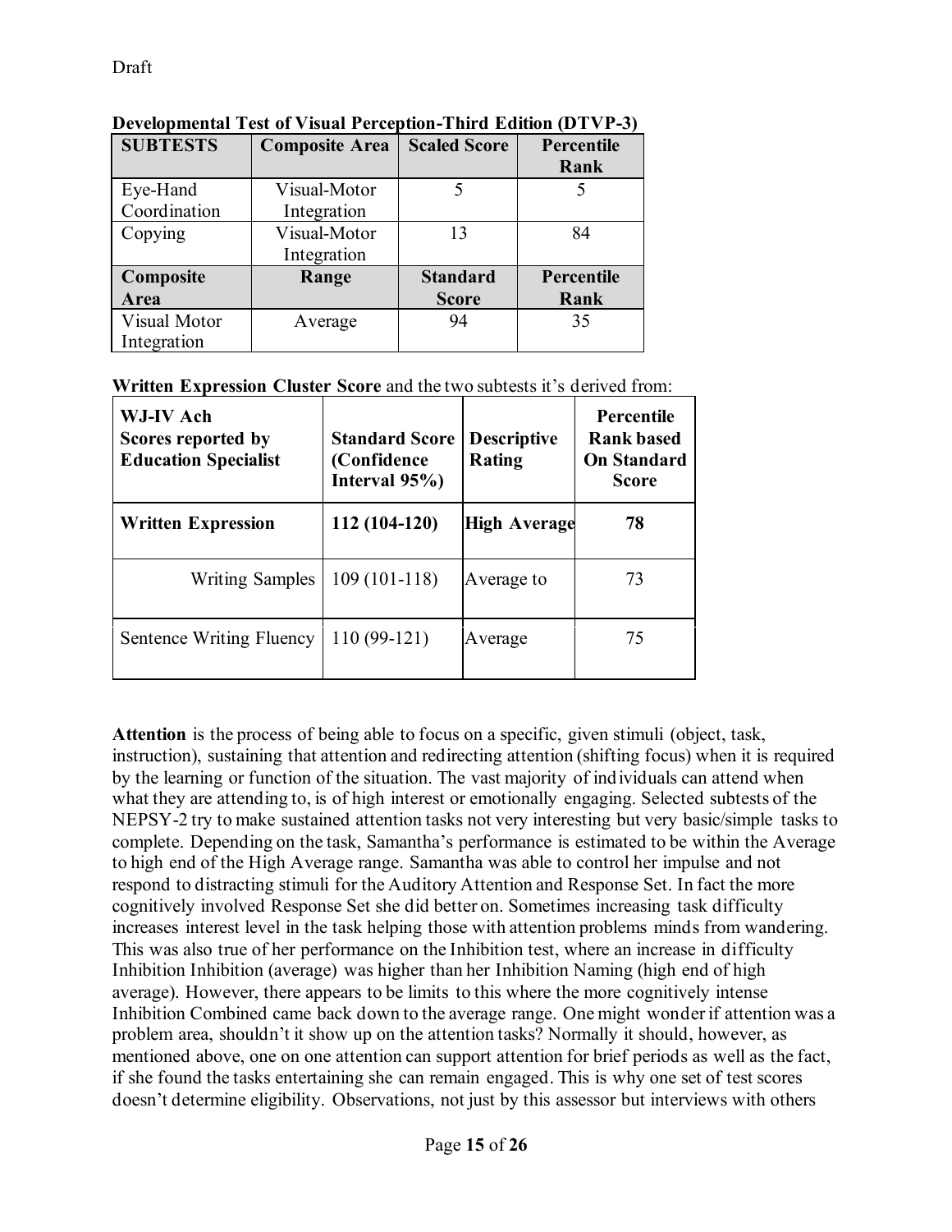Draft

**Developmental Test of Visual Perception-Third Edition (DTVP-3)**

| **SUBTESTS** | **Composite Area** | **Scaled Score** | **Percentile Rank** |
|---|---|---|---|
| Eye-Hand Coordination | Visual-Motor Integration | 5 | 5 |
| Copying | Visual-Motor Integration | 13 | 84 |
| **Composite Area** | **Range** | **Standard Score** | **Percentile Rank** |
| Visual Motor Integration | Average | 94 | 35 |

**Written Expression Cluster Score** and the two subtests it's derived from:

| **WJ-IV Ach Scores reported by Education Specialist** | **Standard Score (Confidence Interval 95%)** | **Descriptive Rating** | **Percentile Rank based On Standard Score** |
|---|---|---|---|
| **Written Expression** | **112 (104-120)** | **High Average** | **78** |
| Writing Samples | 109 (101-118) | Average to | 73 |
| Sentence Writing Fluency | 110 (99-121) | Average | 75 |

**Attention** is the process of being able to focus on a specific, given stimuli (object, task, instruction), sustaining that attention and redirecting attention (shifting focus) when it is required by the learning or function of the situation. The vast majority of individuals can attend when what they are attending to, is of high interest or emotionally engaging. Selected subtests of the NEPSY-2 try to make sustained attention tasks not very interesting but very basic/simple tasks to complete. Depending on the task, Samantha's performance is estimated to be within the Average to high end of the High Average range. Samantha was able to control her impulse and not respond to distracting stimuli for the Auditory Attention and Response Set. In fact the more cognitively involved Response Set she did better on. Sometimes increasing task difficulty increases interest level in the task helping those with attention problems minds from wandering. This was also true of her performance on the Inhibition test, where an increase in difficulty Inhibition Inhibition (average) was higher than her Inhibition Naming (high end of high average). However, there appears to be limits to this where the more cognitively intense Inhibition Combined came back down to the average range. One might wonder if attention was a problem area, shouldn't it show up on the attention tasks? Normally it should, however, as mentioned above, one on one attention can support attention for brief periods as well as the fact, if she found the tasks entertaining she can remain engaged. This is why one set of test scores doesn't determine eligibility. Observations, not just by this assessor but interviews with others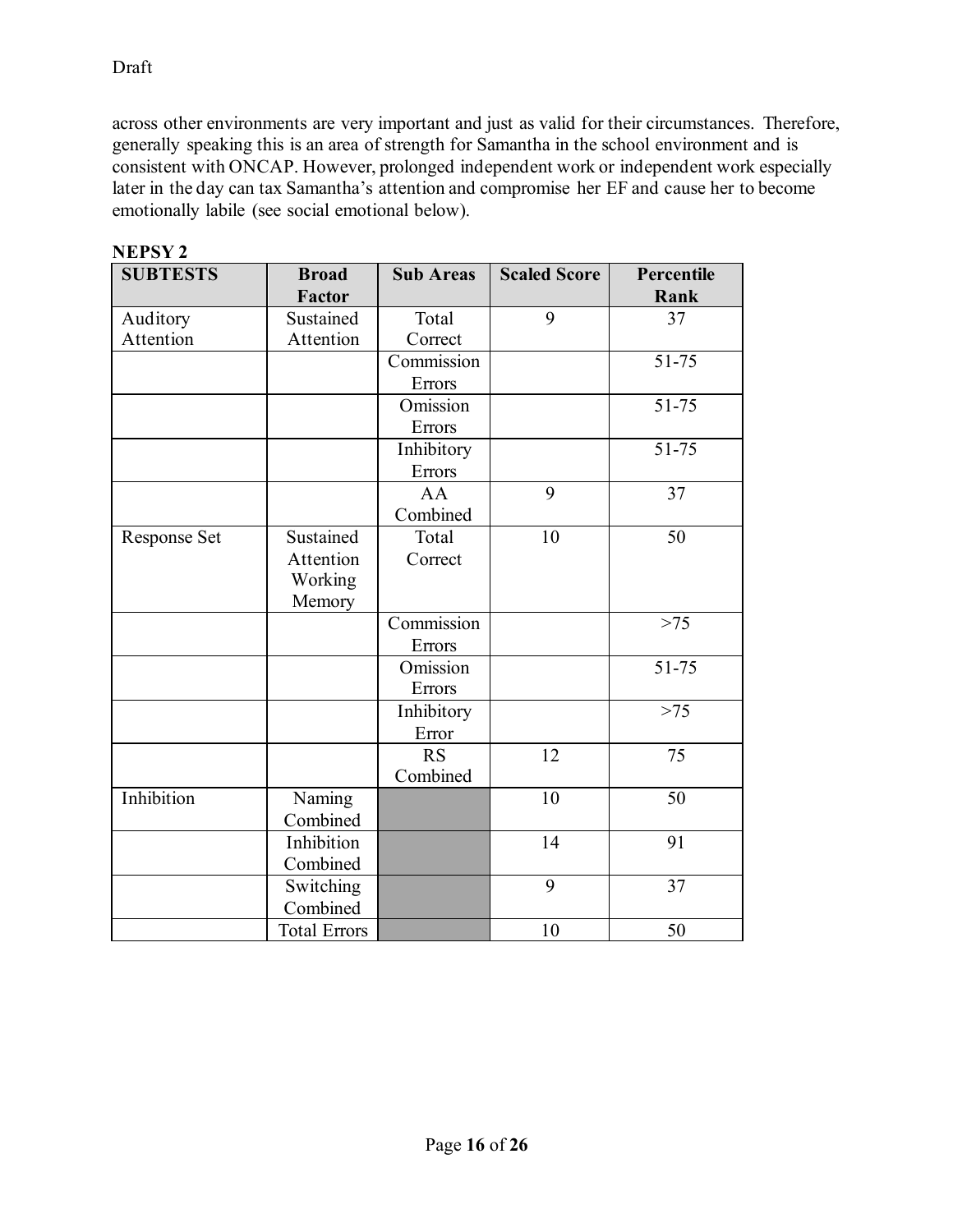across other environments are very important and just as valid for their circumstances. Therefore, generally speaking this is an area of strength for Samantha in the school environment and is consistent with ONCAP. However, prolonged independent work or independent work especially later in the day can tax Samantha's attention and compromise her EF and cause her to become emotionally labile (see social emotional below).

**NEPSY 2**

| SUBTESTS | Broad Factor | Sub Areas | Scaled Score | Percentile Rank |
|---|---|---|---|---|
| Auditory Attention | Sustained Attention | Total Correct | 9 | 37 |
| | | Commission Errors | | 51-75 |
| | | Omission Errors | | 51-75 |
| | | Inhibitory Errors | | 51-75 |
| | | AA Combined | 9 | 37 |
| Response Set | Sustained Attention Working Memory | Total Correct | 10 | 50 |
| | | Commission Errors | | >75 |
| | | Omission Errors | | 51-75 |
| | | Inhibitory Error | | >75 |
| | | RS Combined | 12 | 75 |
| Inhibition | Naming Combined | | 10 | 50 |
| | Inhibition Combined | | 14 | 91 |
| | Switching Combined | | 9 | 37 |
| | Total Errors | | 10 | 50 |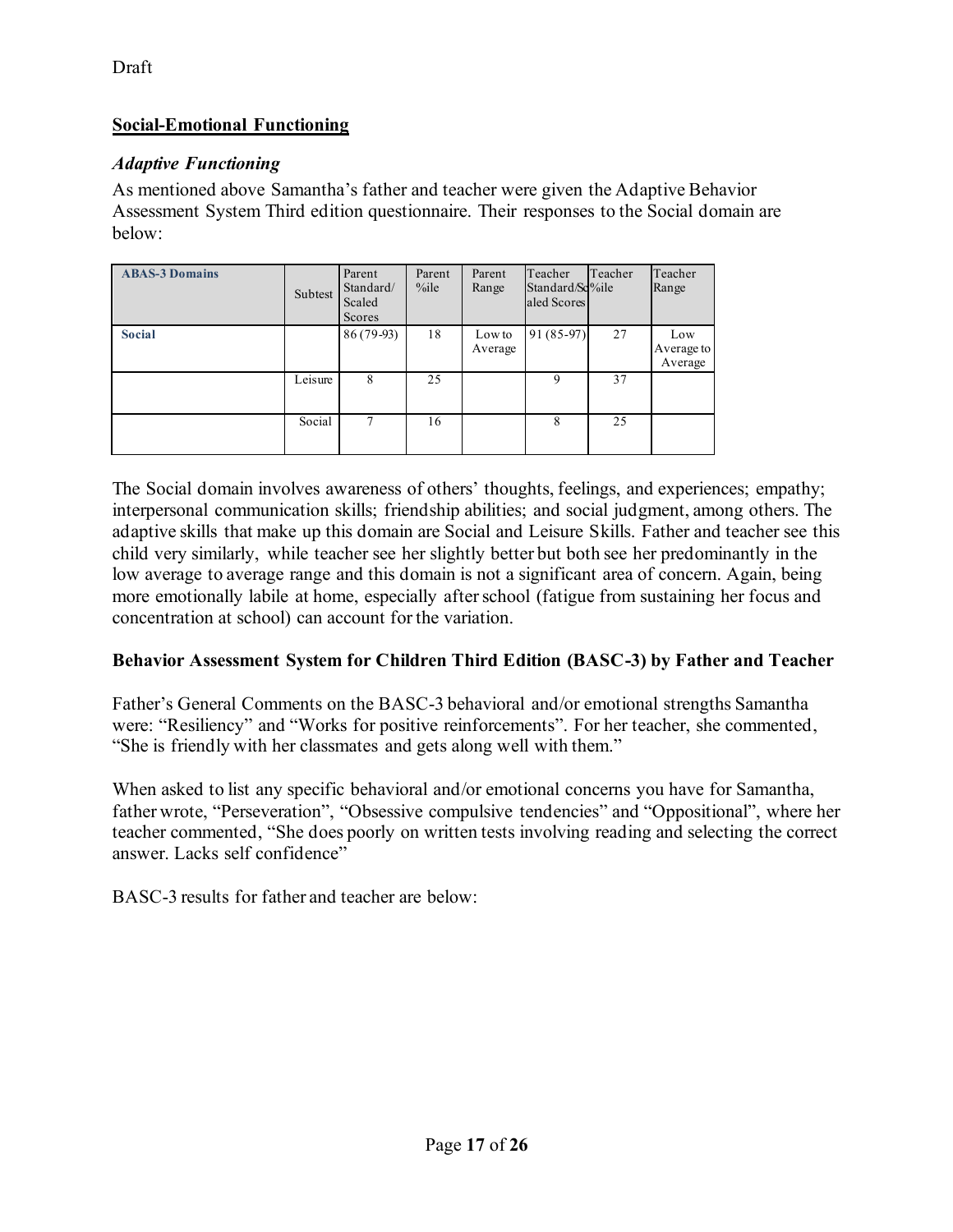Draft

## Social-Emotional Functioning

### *Adaptive Functioning*

As mentioned above Samantha's father and teacher were given the Adaptive Behavior Assessment System Third edition questionnaire. Their responses to the Social domain are below:

| ABAS-3 Domains | Subtest | Parent Standard/ Scaled Scores | Parent %ile | Parent Range | Teacher Standard/Scaled Scores | Teacher %ile | Teacher Range |
|---|---|---|---|---|---|---|---|
| **Social** | | 86 (79-93) | 18 | Low to Average | 91 (85-97) | 27 | Low Average to Average |
| | Leisure | 8 | 25 | | 9 | 37 | |
| | Social | 7 | 16 | | 8 | 25 | |

The Social domain involves awareness of others' thoughts, feelings, and experiences; empathy; interpersonal communication skills; friendship abilities; and social judgment, among others. The adaptive skills that make up this domain are Social and Leisure Skills. Father and teacher see this child very similarly, while teacher see her slightly better but both see her predominantly in the low average to average range and this domain is not a significant area of concern. Again, being more emotionally labile at home, especially after school (fatigue from sustaining her focus and concentration at school) can account for the variation.

**Behavior Assessment System for Children Third Edition (BASC-3) by Father and Teacher**

Father's General Comments on the BASC-3 behavioral and/or emotional strengths Samantha were: "Resiliency" and "Works for positive reinforcements". For her teacher, she commented, "She is friendly with her classmates and gets along well with them."

When asked to list any specific behavioral and/or emotional concerns you have for Samantha, father wrote, "Perseveration", "Obsessive compulsive tendencies" and "Oppositional", where her teacher commented, "She does poorly on written tests involving reading and selecting the correct answer. Lacks self confidence"

BASC-3 results for father and teacher are below: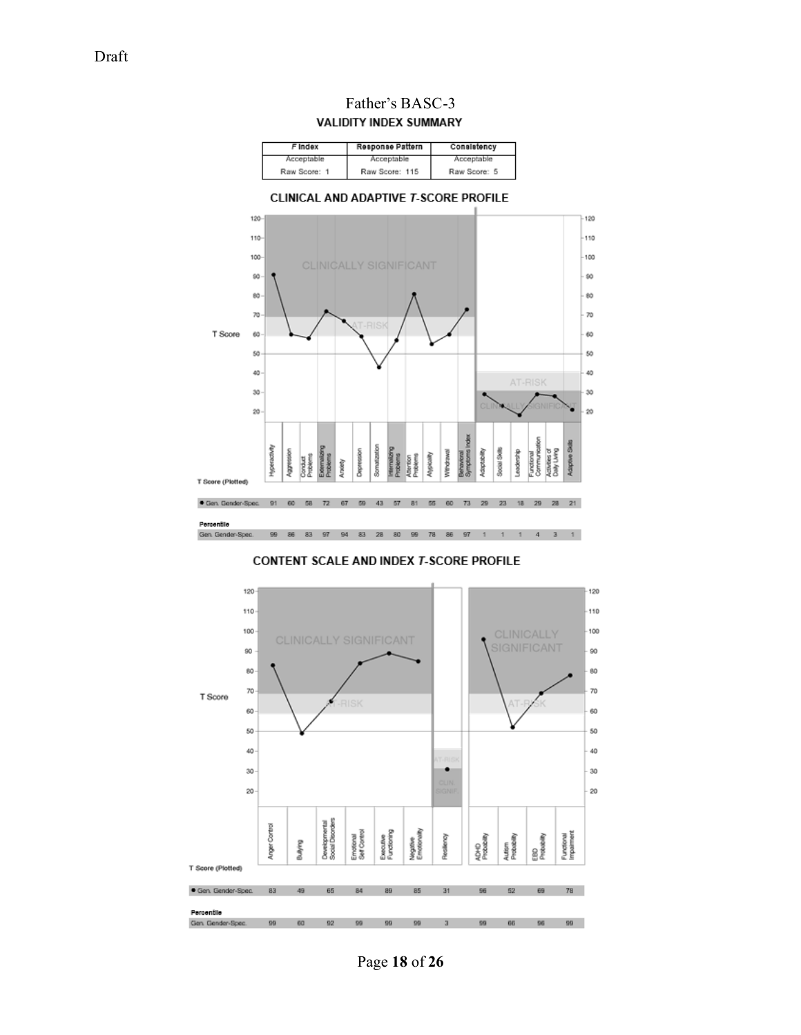Draft

# Father's BASC-3

## VALIDITY INDEX SUMMARY

| F Index | Response Pattern | Consistency |
|---|---|---|
| Acceptable | Acceptable | Acceptable |
| Raw Score: 1 | Raw Score: 115 | Raw Score: 5 |

## CLINICAL AND ADAPTIVE *T*-SCORE PROFILE

| | Hyperactivity | Aggression | Conduct Problems | Externalizing Problems | Anxiety | Depression | Somatization | Internalizing Problems | Attention Problems | Atypicality | Withdrawal | Behavioral Symptoms Index | Adaptability | Social Skills | Leadership | Functional Communication | Activities of Daily Living | Adaptive Skills |
|---|---|---|---|---|---|---|---|---|---|---|---|---|---|---|---|---|---|---|
| **T Score (Plotted)** Gen. Gender-Spec. | 91 | 60 | 58 | 72 | 67 | 59 | 43 | 57 | 81 | 55 | 60 | 73 | 29 | 23 | 18 | 29 | 28 | 21 |
| **Percentile** Gen. Gender-Spec. | 99 | 86 | 83 | 97 | 94 | 83 | 28 | 80 | 99 | 78 | 86 | 97 | 1 | 1 | 1 | 4 | 3 | 1 |

## CONTENT SCALE AND INDEX *T*-SCORE PROFILE

| | Anger Control | Bullying | Developmental Social Disorders | Emotional Self Control | Executive Functioning | Negative Emotionality | Resiliency | ADHD Probability | Autism Probability | EBD Probability | Functional Impairment |
|---|---|---|---|---|---|---|---|---|---|---|---|
| **T Score (Plotted)** Gen. Gender-Spec. | 83 | 49 | 65 | 84 | 89 | 85 | 31 | 96 | 52 | 69 | 78 |
| **Percentile** Gen. Gender-Spec. | 99 | 60 | 92 | 99 | 99 | 99 | 3 | 99 | 66 | 96 | 99 |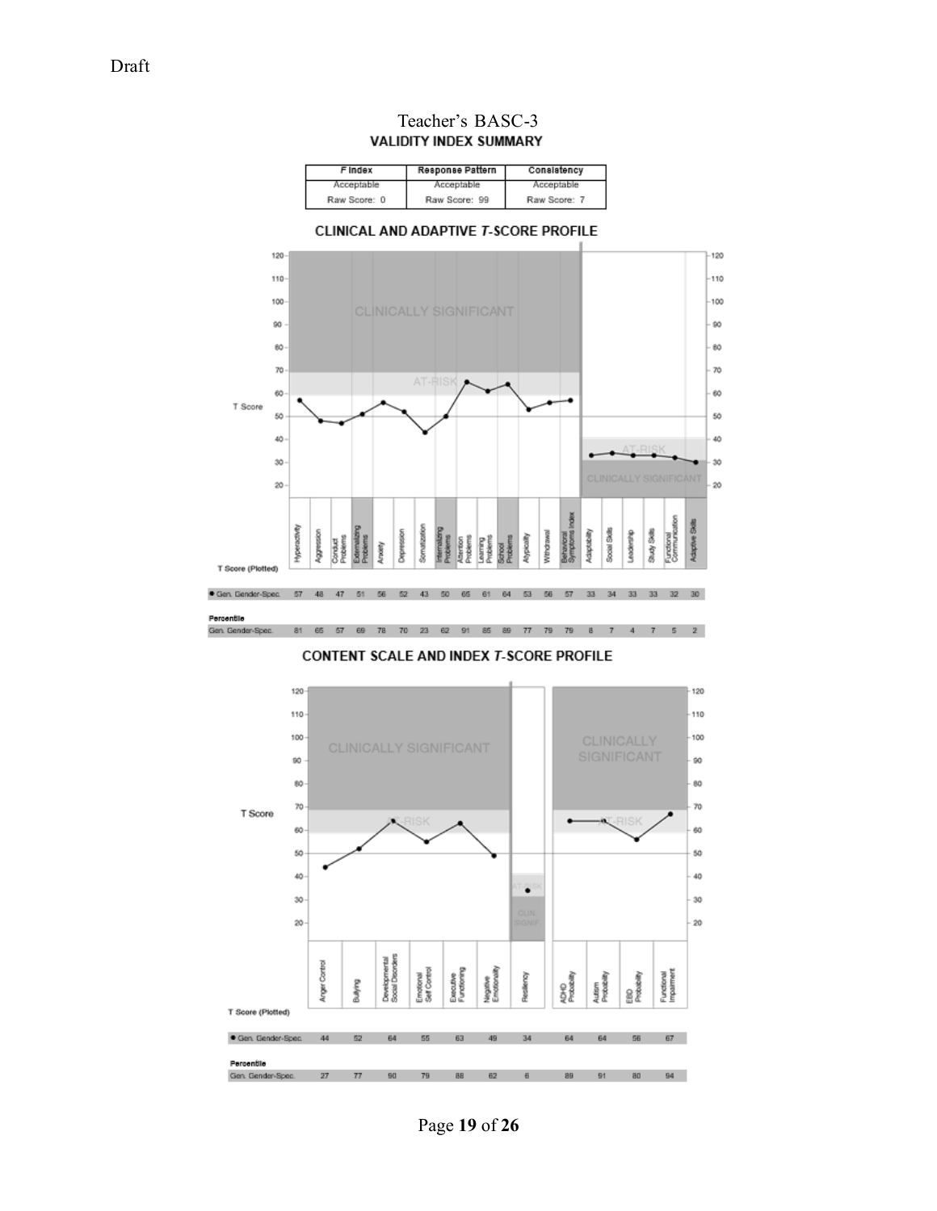Draft

# Teacher's BASC-3

## VALIDITY INDEX SUMMARY

| F Index | Response Pattern | Consistency |
| --- | --- | --- |
| Acceptable | Acceptable | Acceptable |
| Raw Score: 0 | Raw Score: 99 | Raw Score: 7 |

## CLINICAL AND ADAPTIVE T-SCORE PROFILE

| | Hyperactivity | Aggression | Conduct Problems | Externalizing Problems | Anxiety | Depression | Somatization | Internalizing Problems | Attention Problems | Learning Problems | School Problems | Atypicality | Withdrawal | Behavioral Symptoms Index | Adaptability | Social Skills | Leadership | Study Skills | Functional Communication | Adaptive Skills |
| --- | --- | --- | --- | --- | --- | --- | --- | --- | --- | --- | --- | --- | --- | --- | --- | --- | --- | --- | --- | --- |
| T Score (Plotted) Gen. Gender-Spec. | 57 | 48 | 47 | 51 | 56 | 52 | 43 | 50 | 65 | 61 | 64 | 53 | 56 | 57 | 33 | 34 | 33 | 33 | 32 | 30 |
| Percentile Gen. Gender-Spec. | 81 | 65 | 57 | 69 | 78 | 70 | 23 | 62 | 91 | 85 | 89 | 77 | 79 | 79 | 8 | 7 | 4 | 7 | 5 | 2 |

## CONTENT SCALE AND INDEX T-SCORE PROFILE

| | Anger Control | Bullying | Developmental Social Disorders | Emotional Self-Control | Executive Functioning | Negative Emotionality | Resiliency | ADHD Probability | Autism Probability | EBD Probability | Functional Impairment |
| --- | --- | --- | --- | --- | --- | --- | --- | --- | --- | --- | --- |
| T Score (Plotted) Gen. Gender-Spec. | 44 | 52 | 64 | 55 | 63 | 49 | 34 | 64 | 64 | 56 | 67 |
| Percentile Gen. Gender-Spec. | 27 | 77 | 90 | 79 | 88 | 62 | 6 | 89 | 91 | 80 | 94 |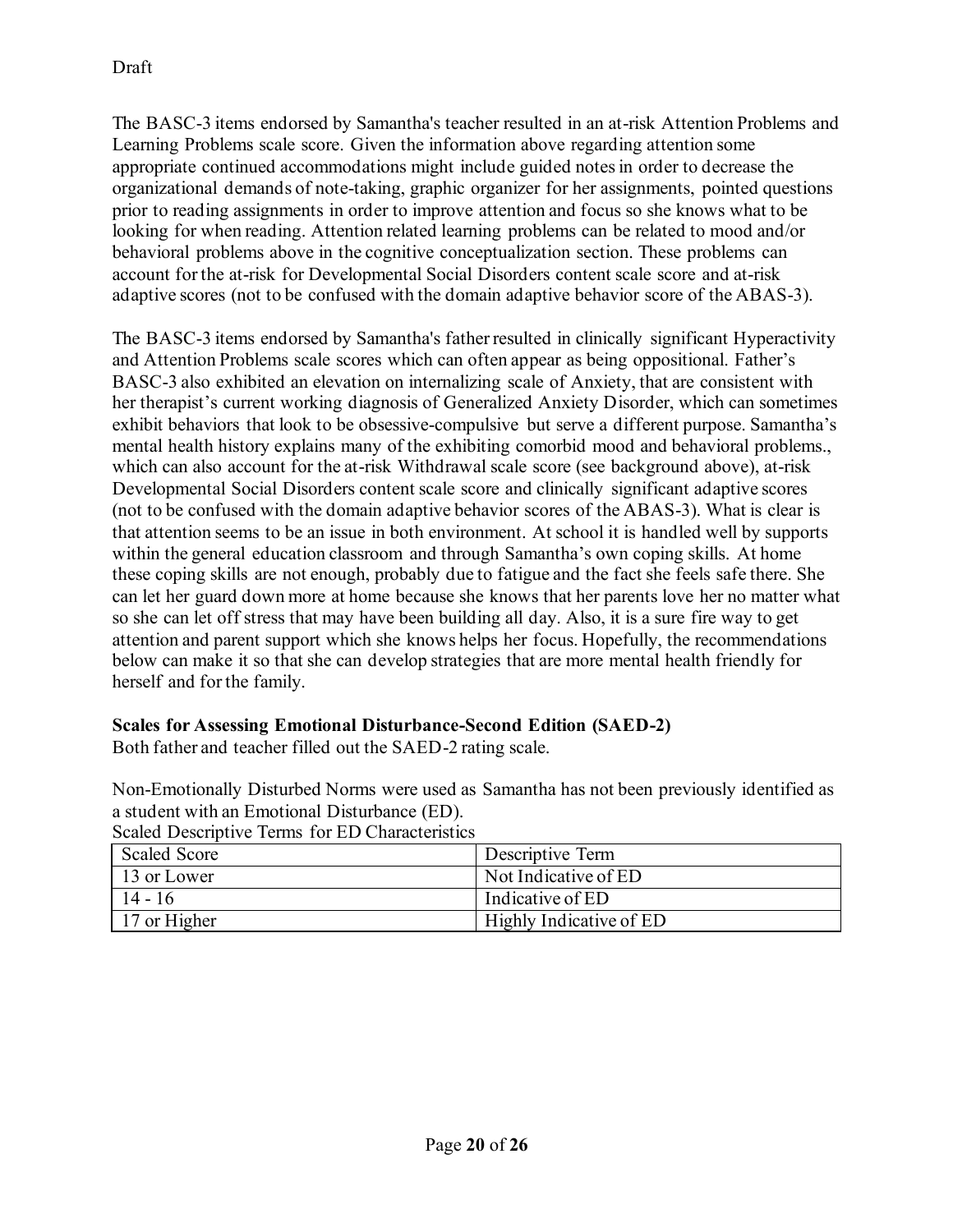Draft

The BASC-3 items endorsed by Samantha's teacher resulted in an at-risk Attention Problems and Learning Problems scale score. Given the information above regarding attention some appropriate continued accommodations might include guided notes in order to decrease the organizational demands of note-taking, graphic organizer for her assignments, pointed questions prior to reading assignments in order to improve attention and focus so she knows what to be looking for when reading. Attention related learning problems can be related to mood and/or behavioral problems above in the cognitive conceptualization section. These problems can account for the at-risk for Developmental Social Disorders content scale score and at-risk adaptive scores (not to be confused with the domain adaptive behavior score of the ABAS-3).

The BASC-3 items endorsed by Samantha's father resulted in clinically significant Hyperactivity and Attention Problems scale scores which can often appear as being oppositional. Father's BASC-3 also exhibited an elevation on internalizing scale of Anxiety, that are consistent with her therapist's current working diagnosis of Generalized Anxiety Disorder, which can sometimes exhibit behaviors that look to be obsessive-compulsive but serve a different purpose. Samantha's mental health history explains many of the exhibiting comorbid mood and behavioral problems., which can also account for the at-risk Withdrawal scale score (see background above), at-risk Developmental Social Disorders content scale score and clinically significant adaptive scores (not to be confused with the domain adaptive behavior scores of the ABAS-3). What is clear is that attention seems to be an issue in both environment. At school it is handled well by supports within the general education classroom and through Samantha's own coping skills. At home these coping skills are not enough, probably due to fatigue and the fact she feels safe there. She can let her guard down more at home because she knows that her parents love her no matter what so she can let off stress that may have been building all day. Also, it is a sure fire way to get attention and parent support which she knows helps her focus. Hopefully, the recommendations below can make it so that she can develop strategies that are more mental health friendly for herself and for the family.

**Scales for Assessing Emotional Disturbance-Second Edition (SAED-2)**

Both father and teacher filled out the SAED-2 rating scale.

Non-Emotionally Disturbed Norms were used as Samantha has not been previously identified as a student with an Emotional Disturbance (ED).

Scaled Descriptive Terms for ED Characteristics

| Scaled Score | Descriptive Term |
|---|---|
| 13 or Lower | Not Indicative of ED |
| 14 - 16 | Indicative of ED |
| 17 or Higher | Highly Indicative of ED |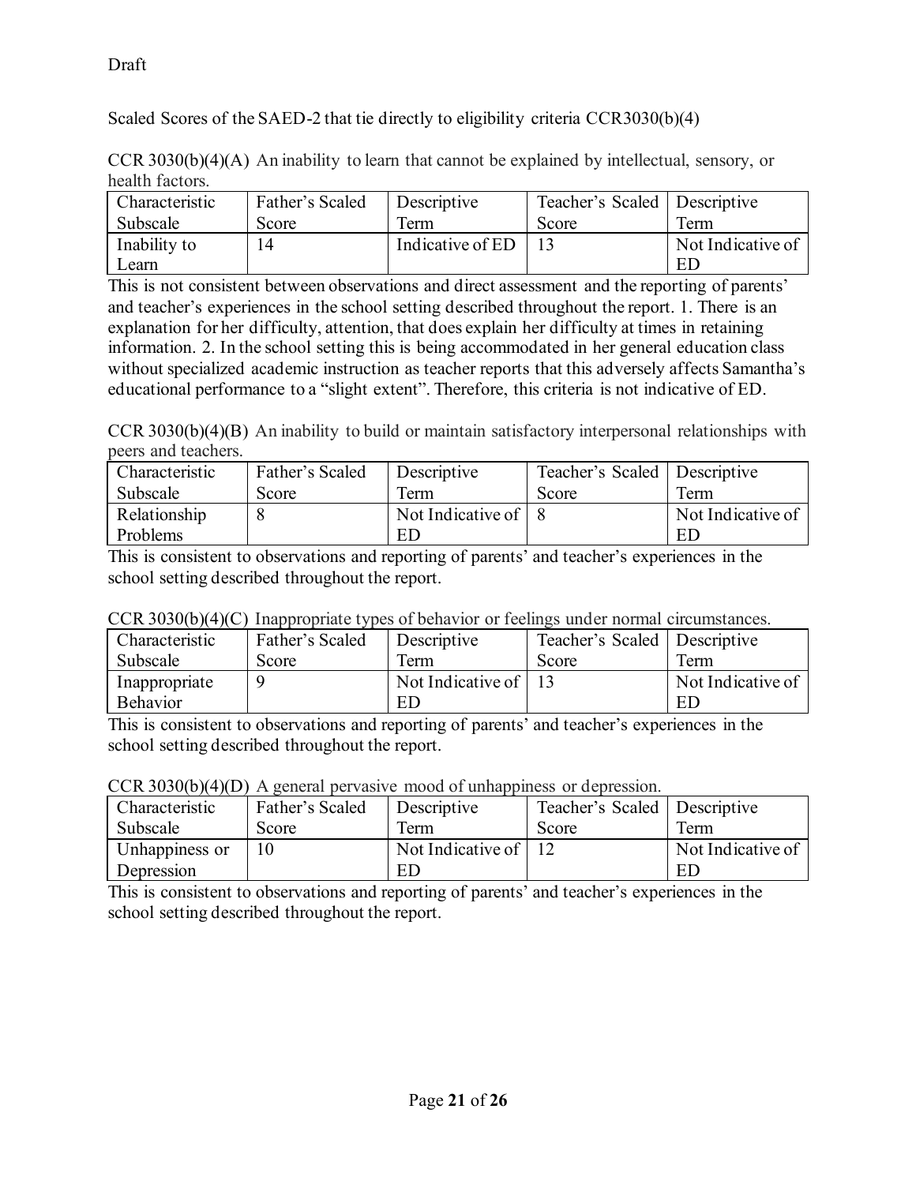Draft

Scaled Scores of the SAED-2 that tie directly to eligibility criteria CCR3030(b)(4)

CCR 3030(b)(4)(A) An inability to learn that cannot be explained by intellectual, sensory, or health factors.

| Characteristic Subscale | Father's Scaled Score | Descriptive Term | Teacher's Scaled Score | Descriptive Term |
|---|---|---|---|---|
| Inability to Learn | 14 | Indicative of ED | 13 | Not Indicative of ED |

This is not consistent between observations and direct assessment and the reporting of parents' and teacher's experiences in the school setting described throughout the report. 1. There is an explanation for her difficulty, attention, that does explain her difficulty at times in retaining information. 2. In the school setting this is being accommodated in her general education class without specialized academic instruction as teacher reports that this adversely affects Samantha's educational performance to a "slight extent". Therefore, this criteria is not indicative of ED.

CCR 3030(b)(4)(B) An inability to build or maintain satisfactory interpersonal relationships with peers and teachers.

| Characteristic Subscale | Father's Scaled Score | Descriptive Term | Teacher's Scaled Score | Descriptive Term |
|---|---|---|---|---|
| Relationship Problems | 8 | Not Indicative of ED | 8 | Not Indicative of ED |

This is consistent to observations and reporting of parents' and teacher's experiences in the school setting described throughout the report.

CCR 3030(b)(4)(C) Inappropriate types of behavior or feelings under normal circumstances.

| Characteristic Subscale | Father's Scaled Score | Descriptive Term | Teacher's Scaled Score | Descriptive Term |
|---|---|---|---|---|
| Inappropriate Behavior | 9 | Not Indicative of ED | 13 | Not Indicative of ED |

This is consistent to observations and reporting of parents' and teacher's experiences in the school setting described throughout the report.

CCR 3030(b)(4)(D) A general pervasive mood of unhappiness or depression.

| Characteristic Subscale | Father's Scaled Score | Descriptive Term | Teacher's Scaled Score | Descriptive Term |
|---|---|---|---|---|
| Unhappiness or Depression | 10 | Not Indicative of ED | 12 | Not Indicative of ED |

This is consistent to observations and reporting of parents' and teacher's experiences in the school setting described throughout the report.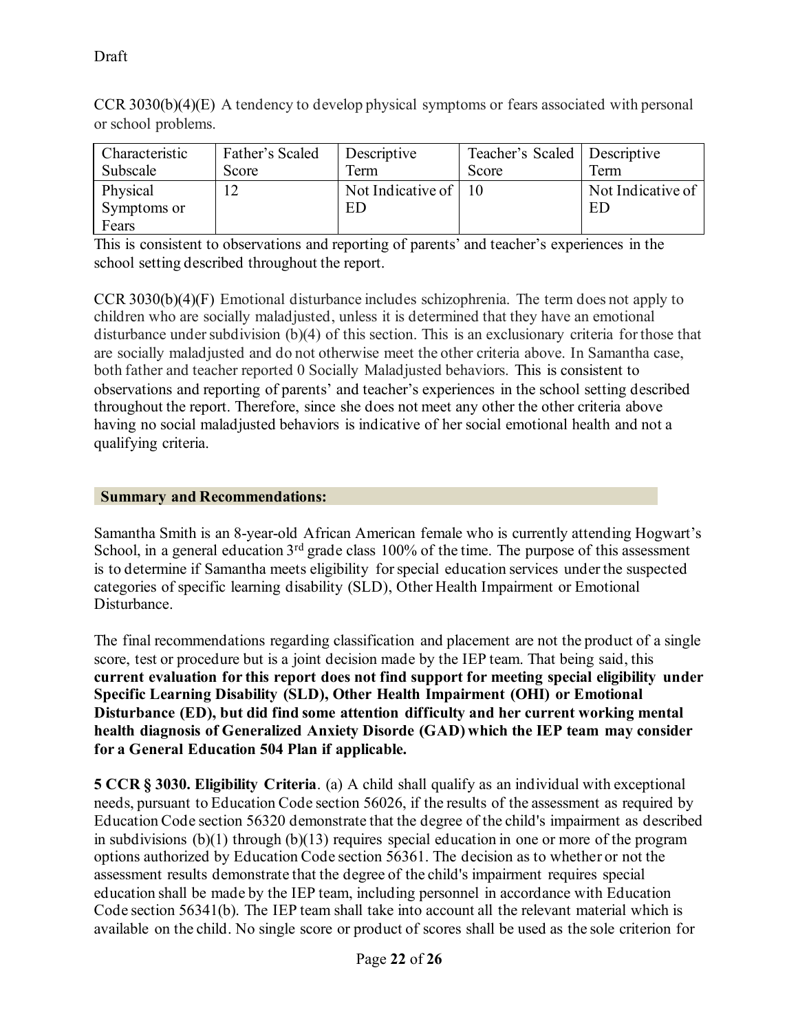Draft

CCR 3030(b)(4)(E) A tendency to develop physical symptoms or fears associated with personal or school problems.

| Characteristic Subscale | Father's Scaled Score | Descriptive Term | Teacher's Scaled Score | Descriptive Term |
|---|---|---|---|---|
| Physical Symptoms or Fears | 12 | Not Indicative of ED | 10 | Not Indicative of ED |

This is consistent to observations and reporting of parents' and teacher's experiences in the school setting described throughout the report.

CCR 3030(b)(4)(F) Emotional disturbance includes schizophrenia. The term does not apply to children who are socially maladjusted, unless it is determined that they have an emotional disturbance under subdivision (b)(4) of this section. This is an exclusionary criteria for those that are socially maladjusted and do not otherwise meet the other criteria above. In Samantha case, both father and teacher reported 0 Socially Maladjusted behaviors. This is consistent to observations and reporting of parents' and teacher's experiences in the school setting described throughout the report. Therefore, since she does not meet any other the other criteria above having no social maladjusted behaviors is indicative of her social emotional health and not a qualifying criteria.

## Summary and Recommendations:

Samantha Smith is an 8-year-old African American female who is currently attending Hogwart's School, in a general education 3rd grade class 100% of the time. The purpose of this assessment is to determine if Samantha meets eligibility for special education services under the suspected categories of specific learning disability (SLD), Other Health Impairment or Emotional Disturbance.

The final recommendations regarding classification and placement are not the product of a single score, test or procedure but is a joint decision made by the IEP team. That being said, this **current evaluation for this report does not find support for meeting special eligibility under Specific Learning Disability (SLD), Other Health Impairment (OHI) or Emotional Disturbance (ED), but did find some attention difficulty and her current working mental health diagnosis of Generalized Anxiety Disorde (GAD) which the IEP team may consider for a General Education 504 Plan if applicable.**

**5 CCR § 3030. Eligibility Criteria**. (a) A child shall qualify as an individual with exceptional needs, pursuant to Education Code section 56026, if the results of the assessment as required by Education Code section 56320 demonstrate that the degree of the child's impairment as described in subdivisions (b)(1) through (b)(13) requires special education in one or more of the program options authorized by Education Code section 56361. The decision as to whether or not the assessment results demonstrate that the degree of the child's impairment requires special education shall be made by the IEP team, including personnel in accordance with Education Code section 56341(b). The IEP team shall take into account all the relevant material which is available on the child. No single score or product of scores shall be used as the sole criterion for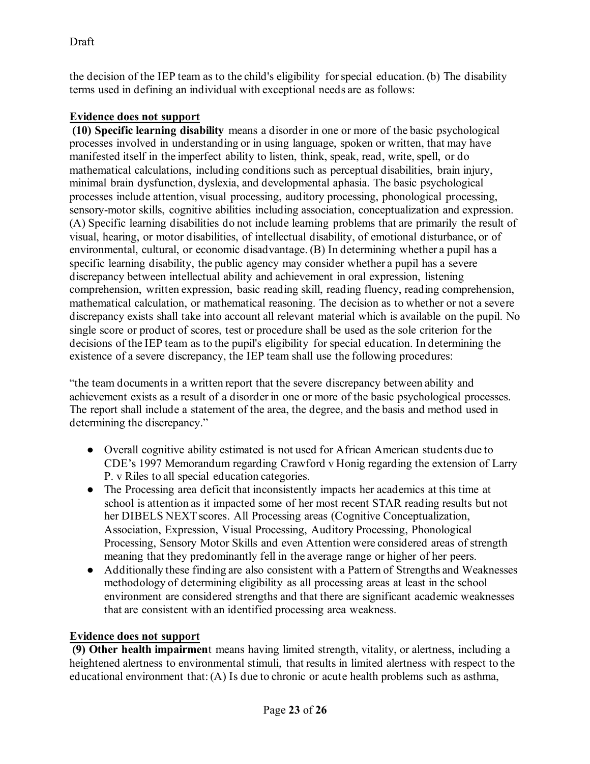Draft

the decision of the IEP team as to the child's eligibility for special education. (b) The disability terms used in defining an individual with exceptional needs are as follows:

**<u>Evidence does not support</u>**

**(10) Specific learning disability** means a disorder in one or more of the basic psychological processes involved in understanding or in using language, spoken or written, that may have manifested itself in the imperfect ability to listen, think, speak, read, write, spell, or do mathematical calculations, including conditions such as perceptual disabilities, brain injury, minimal brain dysfunction, dyslexia, and developmental aphasia. The basic psychological processes include attention, visual processing, auditory processing, phonological processing, sensory-motor skills, cognitive abilities including association, conceptualization and expression. (A) Specific learning disabilities do not include learning problems that are primarily the result of visual, hearing, or motor disabilities, of intellectual disability, of emotional disturbance, or of environmental, cultural, or economic disadvantage. (B) In determining whether a pupil has a specific learning disability, the public agency may consider whether a pupil has a severe discrepancy between intellectual ability and achievement in oral expression, listening comprehension, written expression, basic reading skill, reading fluency, reading comprehension, mathematical calculation, or mathematical reasoning. The decision as to whether or not a severe discrepancy exists shall take into account all relevant material which is available on the pupil. No single score or product of scores, test or procedure shall be used as the sole criterion for the decisions of the IEP team as to the pupil's eligibility for special education. In determining the existence of a severe discrepancy, the IEP team shall use the following procedures:

"the team documents in a written report that the severe discrepancy between ability and achievement exists as a result of a disorder in one or more of the basic psychological processes. The report shall include a statement of the area, the degree, and the basis and method used in determining the discrepancy."

- Overall cognitive ability estimated is not used for African American students due to CDE's 1997 Memorandum regarding Crawford v Honig regarding the extension of Larry P. v Riles to all special education categories.
- The Processing area deficit that inconsistently impacts her academics at this time at school is attention as it impacted some of her most recent STAR reading results but not her DIBELS NEXT scores. All Processing areas (Cognitive Conceptualization, Association, Expression, Visual Processing, Auditory Processing, Phonological Processing, Sensory Motor Skills and even Attention were considered areas of strength meaning that they predominantly fell in the average range or higher of her peers.
- Additionally these finding are also consistent with a Pattern of Strengths and Weaknesses methodology of determining eligibility as all processing areas at least in the school environment are considered strengths and that there are significant academic weaknesses that are consistent with an identified processing area weakness.

**<u>Evidence does not support</u>**

**(9) Other health impairmen**t means having limited strength, vitality, or alertness, including a heightened alertness to environmental stimuli, that results in limited alertness with respect to the educational environment that: (A) Is due to chronic or acute health problems such as asthma,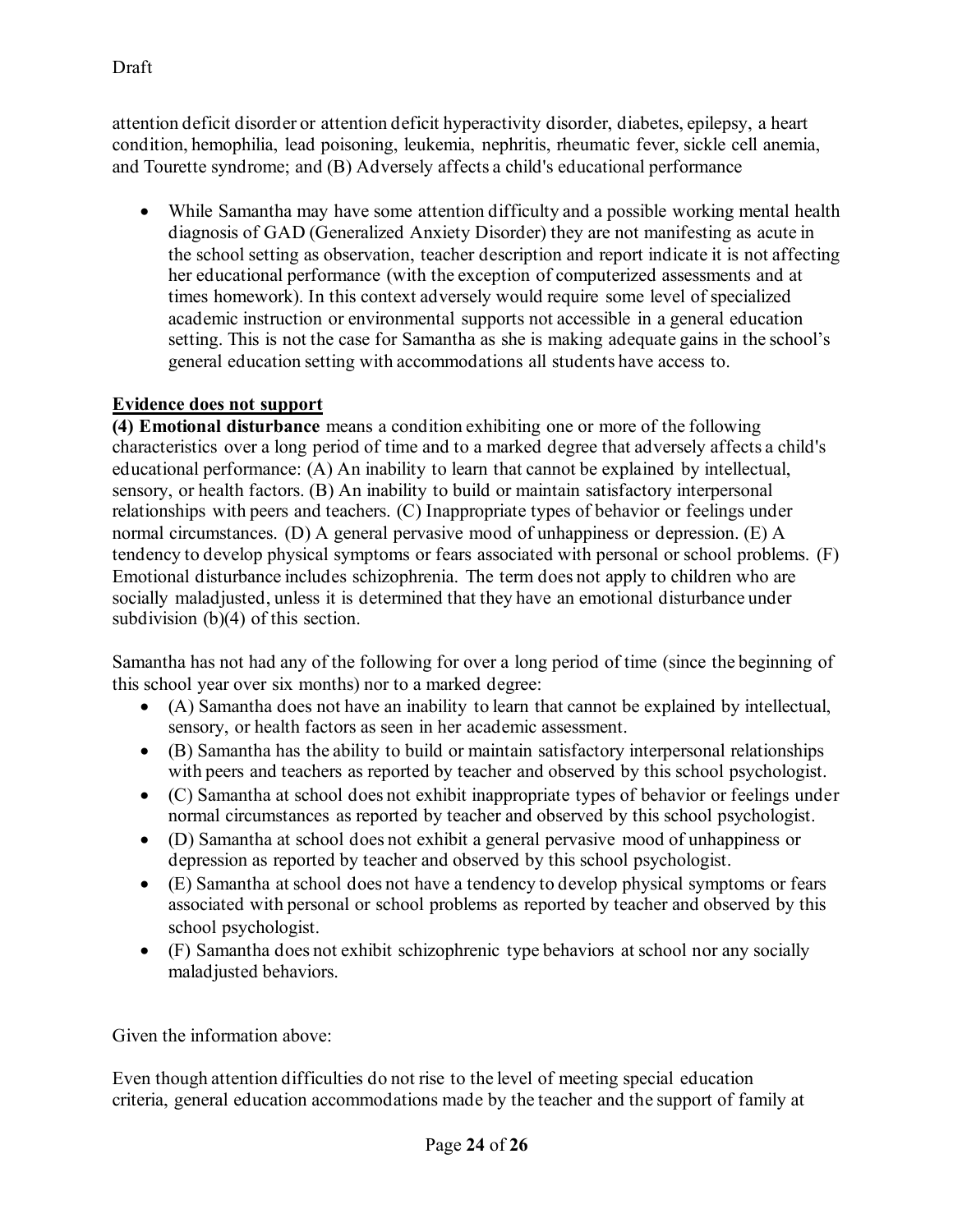attention deficit disorder or attention deficit hyperactivity disorder, diabetes, epilepsy, a heart condition, hemophilia, lead poisoning, leukemia, nephritis, rheumatic fever, sickle cell anemia, and Tourette syndrome; and (B) Adversely affects a child's educational performance

- While Samantha may have some attention difficulty and a possible working mental health diagnosis of GAD (Generalized Anxiety Disorder) they are not manifesting as acute in the school setting as observation, teacher description and report indicate it is not affecting her educational performance (with the exception of computerized assessments and at times homework). In this context adversely would require some level of specialized academic instruction or environmental supports not accessible in a general education setting. This is not the case for Samantha as she is making adequate gains in the school's general education setting with accommodations all students have access to.

**Evidence does not support**

**(4) Emotional disturbance** means a condition exhibiting one or more of the following characteristics over a long period of time and to a marked degree that adversely affects a child's educational performance: (A) An inability to learn that cannot be explained by intellectual, sensory, or health factors. (B) An inability to build or maintain satisfactory interpersonal relationships with peers and teachers. (C) Inappropriate types of behavior or feelings under normal circumstances. (D) A general pervasive mood of unhappiness or depression. (E) A tendency to develop physical symptoms or fears associated with personal or school problems. (F) Emotional disturbance includes schizophrenia. The term does not apply to children who are socially maladjusted, unless it is determined that they have an emotional disturbance under subdivision (b)(4) of this section.

Samantha has not had any of the following for over a long period of time (since the beginning of this school year over six months) nor to a marked degree:

- (A) Samantha does not have an inability to learn that cannot be explained by intellectual, sensory, or health factors as seen in her academic assessment.
- (B) Samantha has the ability to build or maintain satisfactory interpersonal relationships with peers and teachers as reported by teacher and observed by this school psychologist.
- (C) Samantha at school does not exhibit inappropriate types of behavior or feelings under normal circumstances as reported by teacher and observed by this school psychologist.
- (D) Samantha at school does not exhibit a general pervasive mood of unhappiness or depression as reported by teacher and observed by this school psychologist.
- (E) Samantha at school does not have a tendency to develop physical symptoms or fears associated with personal or school problems as reported by teacher and observed by this school psychologist.
- (F) Samantha does not exhibit schizophrenic type behaviors at school nor any socially maladjusted behaviors.

Given the information above:

Even though attention difficulties do not rise to the level of meeting special education criteria, general education accommodations made by the teacher and the support of family at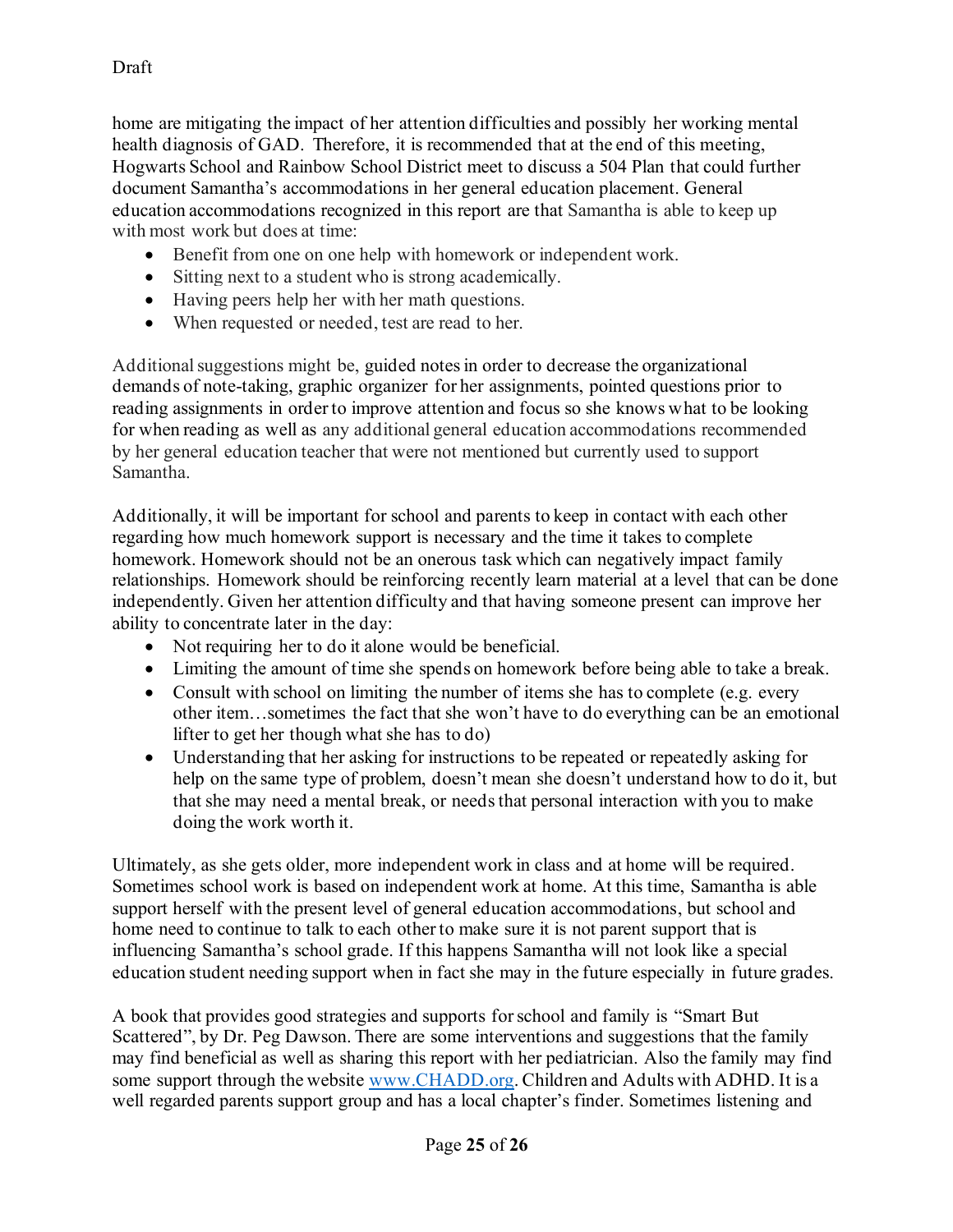home are mitigating the impact of her attention difficulties and possibly her working mental health diagnosis of GAD. Therefore, it is recommended that at the end of this meeting, Hogwarts School and Rainbow School District meet to discuss a 504 Plan that could further document Samantha's accommodations in her general education placement. General education accommodations recognized in this report are that Samantha is able to keep up with most work but does at time:

- Benefit from one on one help with homework or independent work.
- Sitting next to a student who is strong academically.
- Having peers help her with her math questions.
- When requested or needed, test are read to her.

Additional suggestions might be, guided notes in order to decrease the organizational demands of note-taking, graphic organizer for her assignments, pointed questions prior to reading assignments in order to improve attention and focus so she knows what to be looking for when reading as well as any additional general education accommodations recommended by her general education teacher that were not mentioned but currently used to support Samantha.

Additionally, it will be important for school and parents to keep in contact with each other regarding how much homework support is necessary and the time it takes to complete homework. Homework should not be an onerous task which can negatively impact family relationships. Homework should be reinforcing recently learn material at a level that can be done independently. Given her attention difficulty and that having someone present can improve her ability to concentrate later in the day:

- Not requiring her to do it alone would be beneficial.
- Limiting the amount of time she spends on homework before being able to take a break.
- Consult with school on limiting the number of items she has to complete (e.g. every other item…sometimes the fact that she won't have to do everything can be an emotional lifter to get her though what she has to do)
- Understanding that her asking for instructions to be repeated or repeatedly asking for help on the same type of problem, doesn't mean she doesn't understand how to do it, but that she may need a mental break, or needs that personal interaction with you to make doing the work worth it.

Ultimately, as she gets older, more independent work in class and at home will be required. Sometimes school work is based on independent work at home. At this time, Samantha is able support herself with the present level of general education accommodations, but school and home need to continue to talk to each other to make sure it is not parent support that is influencing Samantha's school grade. If this happens Samantha will not look like a special education student needing support when in fact she may in the future especially in future grades.

A book that provides good strategies and supports for school and family is "Smart But Scattered", by Dr. Peg Dawson. There are some interventions and suggestions that the family may find beneficial as well as sharing this report with her pediatrician. Also the family may find some support through the website [www.CHADD.org](http://www.CHADD.org). Children and Adults with ADHD. It is a well regarded parents support group and has a local chapter's finder. Sometimes listening and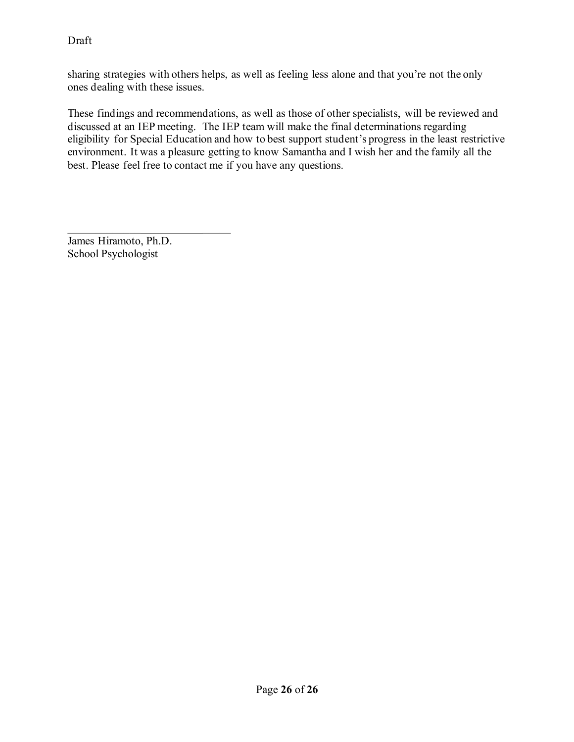Draft

sharing strategies with others helps, as well as feeling less alone and that you're not the only ones dealing with these issues.

These findings and recommendations, as well as those of other specialists, will be reviewed and discussed at an IEP meeting. The IEP team will make the final determinations regarding eligibility for Special Education and how to best support student's progress in the least restrictive environment. It was a pleasure getting to know Samantha and I wish her and the family all the best. Please feel free to contact me if you have any questions.

______________________________

James Hiramoto, Ph.D.
School Psychologist